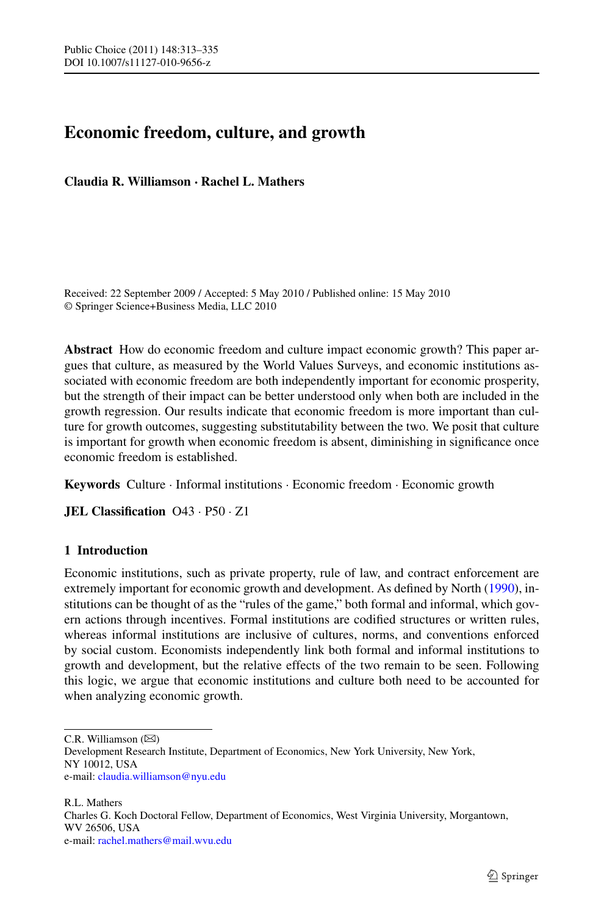# Economic freedom, culture, and growth

**Claudia R. Williamson · Rachel L. Mathers**

Received: 22 September 2009 / Accepted: 5 May 2010 / Published online: 15 May 2010
© Springer Science+Business Media, LLC 2010

**Abstract** How do economic freedom and culture impact economic growth? This paper argues that culture, as measured by the World Values Surveys, and economic institutions associated with economic freedom are both independently important for economic prosperity, but the strength of their impact can be better understood only when both are included in the growth regression. Our results indicate that economic freedom is more important than culture for growth outcomes, suggesting substitutability between the two. We posit that culture is important for growth when economic freedom is absent, diminishing in significance once economic freedom is established.

**Keywords** Culture · Informal institutions · Economic freedom · Economic growth

**JEL Classification** O43 · P50 · Z1

## 1 Introduction

Economic institutions, such as private property, rule of law, and contract enforcement are extremely important for economic growth and development. As defined by North (1990), institutions can be thought of as the "rules of the game," both formal and informal, which govern actions through incentives. Formal institutions are codified structures or written rules, whereas informal institutions are inclusive of cultures, norms, and conventions enforced by social custom. Economists independently link both formal and informal institutions to growth and development, but the relative effects of the two remain to be seen. Following this logic, we argue that economic institutions and culture both need to be accounted for when analyzing economic growth.

---

C.R. Williamson (✉)
Development Research Institute, Department of Economics, New York University, New York, NY 10012, USA
e-mail: claudia.williamson@nyu.edu

R.L. Mathers
Charles G. Koch Doctoral Fellow, Department of Economics, West Virginia University, Morgantown, WV 26506, USA
e-mail: rachel.mathers@mail.wvu.edu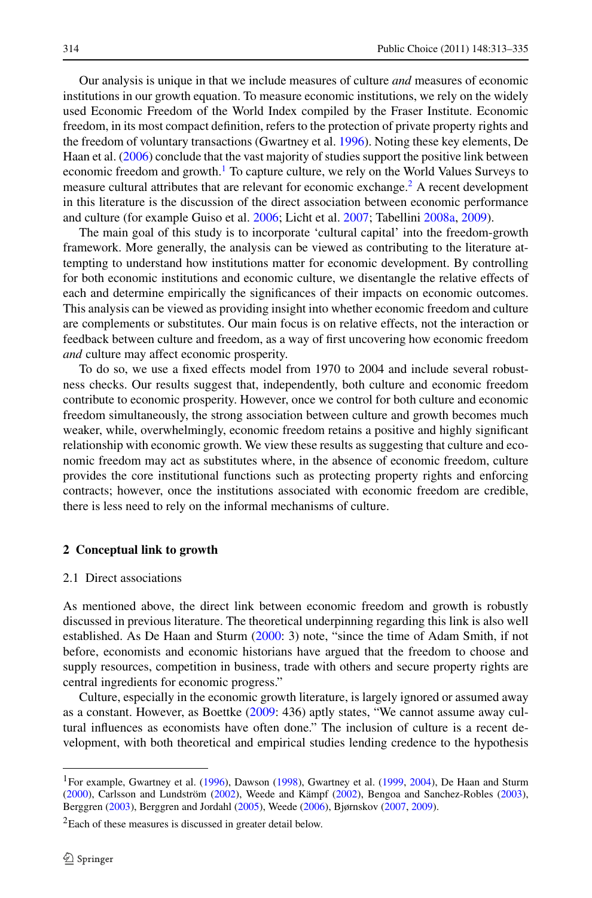Our analysis is unique in that we include measures of culture *and* measures of economic institutions in our growth equation. To measure economic institutions, we rely on the widely used Economic Freedom of the World Index compiled by the Fraser Institute. Economic freedom, in its most compact definition, refers to the protection of private property rights and the freedom of voluntary transactions (Gwartney et al. 1996). Noting these key elements, De Haan et al. (2006) conclude that the vast majority of studies support the positive link between economic freedom and growth.[1] To capture culture, we rely on the World Values Surveys to measure cultural attributes that are relevant for economic exchange.[2] A recent development in this literature is the discussion of the direct association between economic performance and culture (for example Guiso et al. 2006; Licht et al. 2007; Tabellini 2008a, 2009).

The main goal of this study is to incorporate 'cultural capital' into the freedom-growth framework. More generally, the analysis can be viewed as contributing to the literature attempting to understand how institutions matter for economic development. By controlling for both economic institutions and economic culture, we disentangle the relative effects of each and determine empirically the significances of their impacts on economic outcomes. This analysis can be viewed as providing insight into whether economic freedom and culture are complements or substitutes. Our main focus is on relative effects, not the interaction or feedback between culture and freedom, as a way of first uncovering how economic freedom *and* culture may affect economic prosperity.

To do so, we use a fixed effects model from 1970 to 2004 and include several robustness checks. Our results suggest that, independently, both culture and economic freedom contribute to economic prosperity. However, once we control for both culture and economic freedom simultaneously, the strong association between culture and growth becomes much weaker, while, overwhelmingly, economic freedom retains a positive and highly significant relationship with economic growth. We view these results as suggesting that culture and economic freedom may act as substitutes where, in the absence of economic freedom, culture provides the core institutional functions such as protecting property rights and enforcing contracts; however, once the institutions associated with economic freedom are credible, there is less need to rely on the informal mechanisms of culture.

## 2 Conceptual link to growth

### 2.1 Direct associations

As mentioned above, the direct link between economic freedom and growth is robustly discussed in previous literature. The theoretical underpinning regarding this link is also well established. As De Haan and Sturm (2000: 3) note, "since the time of Adam Smith, if not before, economists and economic historians have argued that the freedom to choose and supply resources, competition in business, trade with others and secure property rights are central ingredients for economic progress."

Culture, especially in the economic growth literature, is largely ignored or assumed away as a constant. However, as Boettke (2009: 436) aptly states, "We cannot assume away cultural influences as economists have often done." The inclusion of culture is a recent development, with both theoretical and empirical studies lending credence to the hypothesis

---

[1] For example, Gwartney et al. (1996), Dawson (1998), Gwartney et al. (1999, 2004), De Haan and Sturm (2000), Carlsson and Lundström (2002), Weede and Kämpf (2002), Bengoa and Sanchez-Robles (2003), Berggren (2003), Berggren and Jordahl (2005), Weede (2006), Bjørnskov (2007, 2009).

[2] Each of these measures is discussed in greater detail below.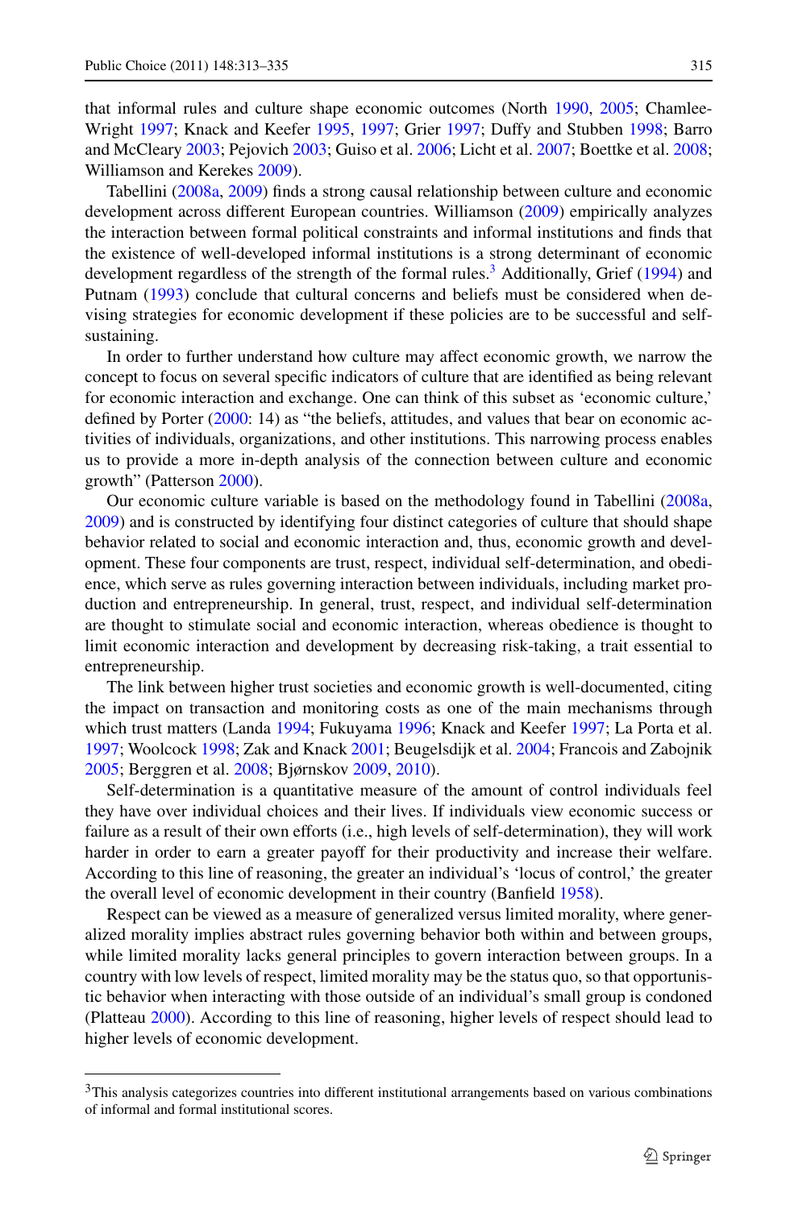that informal rules and culture shape economic outcomes (North 1990, 2005; Chamlee-Wright 1997; Knack and Keefer 1995, 1997; Grier 1997; Duffy and Stubben 1998; Barro and McCleary 2003; Pejovich 2003; Guiso et al. 2006; Licht et al. 2007; Boettke et al. 2008; Williamson and Kerekes 2009).

Tabellini (2008a, 2009) finds a strong causal relationship between culture and economic development across different European countries. Williamson (2009) empirically analyzes the interaction between formal political constraints and informal institutions and finds that the existence of well-developed informal institutions is a strong determinant of economic development regardless of the strength of the formal rules.[3] Additionally, Grief (1994) and Putnam (1993) conclude that cultural concerns and beliefs must be considered when devising strategies for economic development if these policies are to be successful and self-sustaining.

In order to further understand how culture may affect economic growth, we narrow the concept to focus on several specific indicators of culture that are identified as being relevant for economic interaction and exchange. One can think of this subset as 'economic culture,' defined by Porter (2000: 14) as "the beliefs, attitudes, and values that bear on economic activities of individuals, organizations, and other institutions. This narrowing process enables us to provide a more in-depth analysis of the connection between culture and economic growth" (Patterson 2000).

Our economic culture variable is based on the methodology found in Tabellini (2008a, 2009) and is constructed by identifying four distinct categories of culture that should shape behavior related to social and economic interaction and, thus, economic growth and development. These four components are trust, respect, individual self-determination, and obedience, which serve as rules governing interaction between individuals, including market production and entrepreneurship. In general, trust, respect, and individual self-determination are thought to stimulate social and economic interaction, whereas obedience is thought to limit economic interaction and development by decreasing risk-taking, a trait essential to entrepreneurship.

The link between higher trust societies and economic growth is well-documented, citing the impact on transaction and monitoring costs as one of the main mechanisms through which trust matters (Landa 1994; Fukuyama 1996; Knack and Keefer 1997; La Porta et al. 1997; Woolcock 1998; Zak and Knack 2001; Beugelsdijk et al. 2004; Francois and Zabojnik 2005; Berggren et al. 2008; Bjørnskov 2009, 2010).

Self-determination is a quantitative measure of the amount of control individuals feel they have over individual choices and their lives. If individuals view economic success or failure as a result of their own efforts (i.e., high levels of self-determination), they will work harder in order to earn a greater payoff for their productivity and increase their welfare. According to this line of reasoning, the greater an individual's 'locus of control,' the greater the overall level of economic development in their country (Banfield 1958).

Respect can be viewed as a measure of generalized versus limited morality, where generalized morality implies abstract rules governing behavior both within and between groups, while limited morality lacks general principles to govern interaction between groups. In a country with low levels of respect, limited morality may be the status quo, so that opportunistic behavior when interacting with those outside of an individual's small group is condoned (Platteau 2000). According to this line of reasoning, higher levels of respect should lead to higher levels of economic development.

[3] This analysis categorizes countries into different institutional arrangements based on various combinations of informal and formal institutional scores.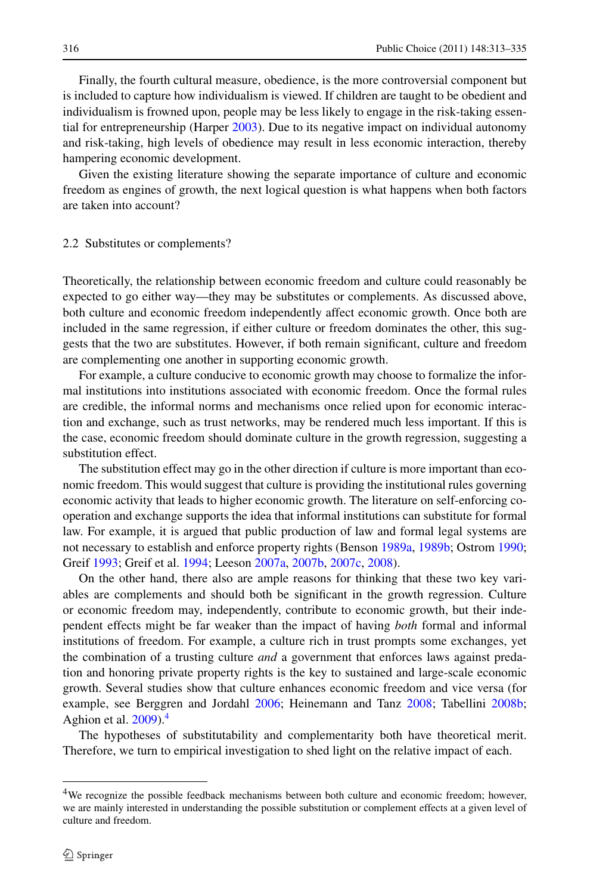Finally, the fourth cultural measure, obedience, is the more controversial component but is included to capture how individualism is viewed. If children are taught to be obedient and individualism is frowned upon, people may be less likely to engage in the risk-taking essential for entrepreneurship (Harper 2003). Due to its negative impact on individual autonomy and risk-taking, high levels of obedience may result in less economic interaction, thereby hampering economic development.

Given the existing literature showing the separate importance of culture and economic freedom as engines of growth, the next logical question is what happens when both factors are taken into account?

### 2.2 Substitutes or complements?

Theoretically, the relationship between economic freedom and culture could reasonably be expected to go either way—they may be substitutes or complements. As discussed above, both culture and economic freedom independently affect economic growth. Once both are included in the same regression, if either culture or freedom dominates the other, this suggests that the two are substitutes. However, if both remain significant, culture and freedom are complementing one another in supporting economic growth.

For example, a culture conducive to economic growth may choose to formalize the informal institutions into institutions associated with economic freedom. Once the formal rules are credible, the informal norms and mechanisms once relied upon for economic interaction and exchange, such as trust networks, may be rendered much less important. If this is the case, economic freedom should dominate culture in the growth regression, suggesting a substitution effect.

The substitution effect may go in the other direction if culture is more important than economic freedom. This would suggest that culture is providing the institutional rules governing economic activity that leads to higher economic growth. The literature on self-enforcing cooperation and exchange supports the idea that informal institutions can substitute for formal law. For example, it is argued that public production of law and formal legal systems are not necessary to establish and enforce property rights (Benson 1989a, 1989b; Ostrom 1990; Greif 1993; Greif et al. 1994; Leeson 2007a, 2007b, 2007c, 2008).

On the other hand, there also are ample reasons for thinking that these two key variables are complements and should both be significant in the growth regression. Culture or economic freedom may, independently, contribute to economic growth, but their independent effects might be far weaker than the impact of having *both* formal and informal institutions of freedom. For example, a culture rich in trust prompts some exchanges, yet the combination of a trusting culture *and* a government that enforces laws against predation and honoring private property rights is the key to sustained and large-scale economic growth. Several studies show that culture enhances economic freedom and vice versa (for example, see Berggren and Jordahl 2006; Heinemann and Tanz 2008; Tabellini 2008b; Aghion et al. 2009).[4]

The hypotheses of substitutability and complementarity both have theoretical merit. Therefore, we turn to empirical investigation to shed light on the relative impact of each.

[4] We recognize the possible feedback mechanisms between both culture and economic freedom; however, we are mainly interested in understanding the possible substitution or complement effects at a given level of culture and freedom.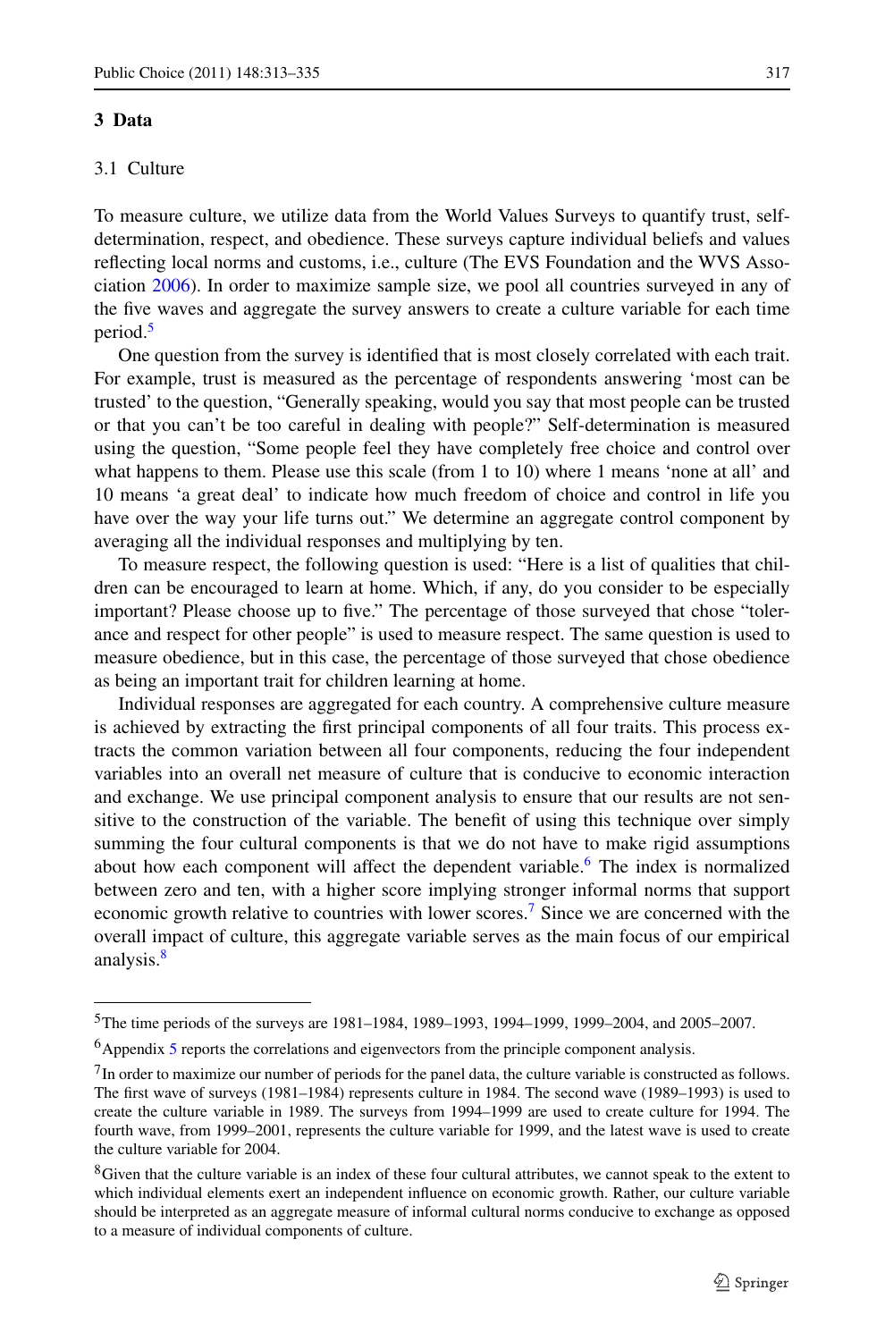## 3 Data

### 3.1 Culture

To measure culture, we utilize data from the World Values Surveys to quantify trust, self-determination, respect, and obedience. These surveys capture individual beliefs and values reflecting local norms and customs, i.e., culture (The EVS Foundation and the WVS Association 2006). In order to maximize sample size, we pool all countries surveyed in any of the five waves and aggregate the survey answers to create a culture variable for each time period.[5]

One question from the survey is identified that is most closely correlated with each trait. For example, trust is measured as the percentage of respondents answering 'most can be trusted' to the question, "Generally speaking, would you say that most people can be trusted or that you can't be too careful in dealing with people?" Self-determination is measured using the question, "Some people feel they have completely free choice and control over what happens to them. Please use this scale (from 1 to 10) where 1 means 'none at all' and 10 means 'a great deal' to indicate how much freedom of choice and control in life you have over the way your life turns out." We determine an aggregate control component by averaging all the individual responses and multiplying by ten.

To measure respect, the following question is used: "Here is a list of qualities that children can be encouraged to learn at home. Which, if any, do you consider to be especially important? Please choose up to five." The percentage of those surveyed that chose "tolerance and respect for other people" is used to measure respect. The same question is used to measure obedience, but in this case, the percentage of those surveyed that chose obedience as being an important trait for children learning at home.

Individual responses are aggregated for each country. A comprehensive culture measure is achieved by extracting the first principal components of all four traits. This process extracts the common variation between all four components, reducing the four independent variables into an overall net measure of culture that is conducive to economic interaction and exchange. We use principal component analysis to ensure that our results are not sensitive to the construction of the variable. The benefit of using this technique over simply summing the four cultural components is that we do not have to make rigid assumptions about how each component will affect the dependent variable.[6] The index is normalized between zero and ten, with a higher score implying stronger informal norms that support economic growth relative to countries with lower scores.[7] Since we are concerned with the overall impact of culture, this aggregate variable serves as the main focus of our empirical analysis.[8]

---

[5] The time periods of the surveys are 1981–1984, 1989–1993, 1994–1999, 1999–2004, and 2005–2007.

[6] Appendix 5 reports the correlations and eigenvectors from the principle component analysis.

[7] In order to maximize our number of periods for the panel data, the culture variable is constructed as follows. The first wave of surveys (1981–1984) represents culture in 1984. The second wave (1989–1993) is used to create the culture variable in 1989. The surveys from 1994–1999 are used to create culture for 1994. The fourth wave, from 1999–2001, represents the culture variable for 1999, and the latest wave is used to create the culture variable for 2004.

[8] Given that the culture variable is an index of these four cultural attributes, we cannot speak to the extent to which individual elements exert an independent influence on economic growth. Rather, our culture variable should be interpreted as an aggregate measure of informal cultural norms conducive to exchange as opposed to a measure of individual components of culture.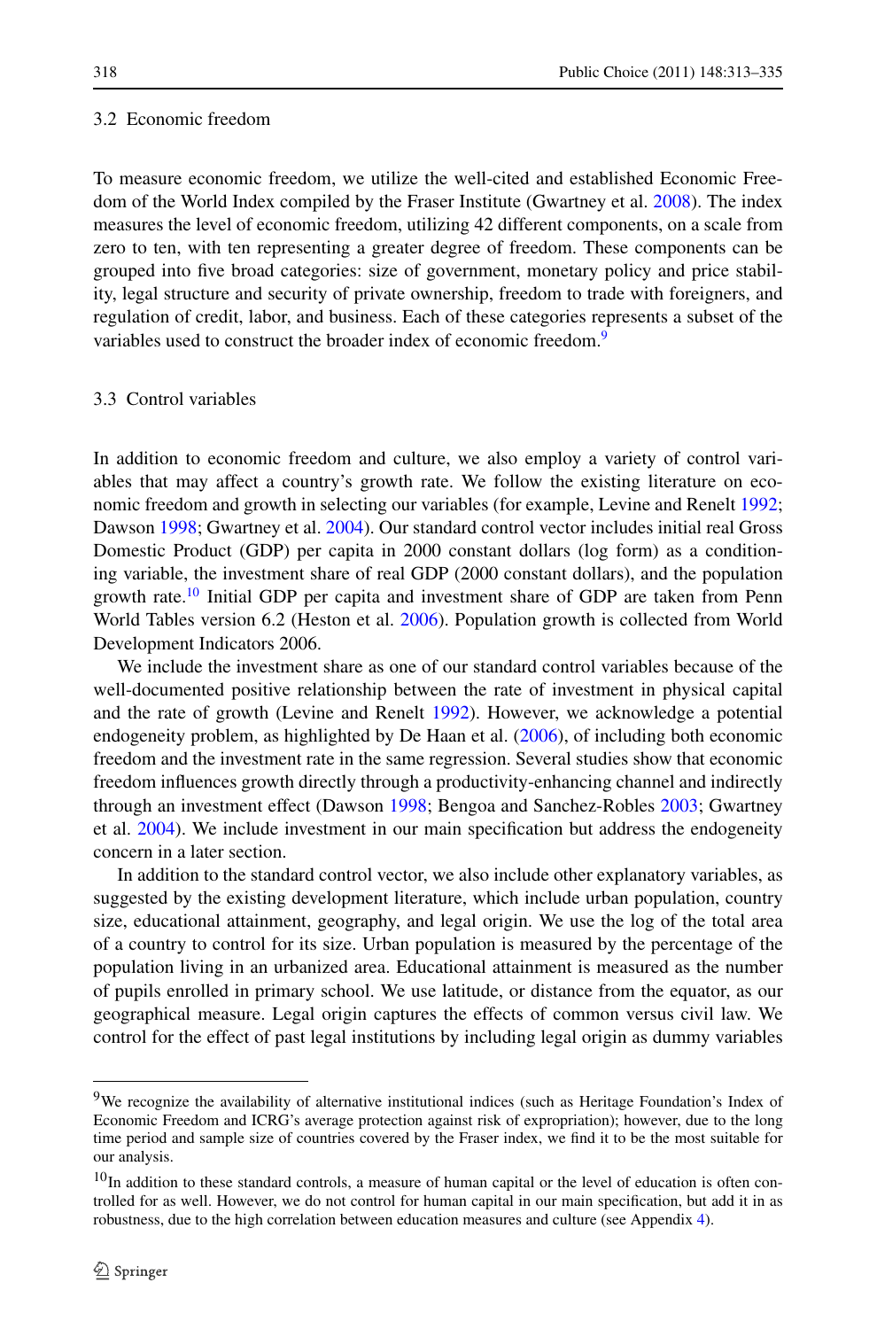### 3.2 Economic freedom

To measure economic freedom, we utilize the well-cited and established Economic Freedom of the World Index compiled by the Fraser Institute (Gwartney et al. 2008). The index measures the level of economic freedom, utilizing 42 different components, on a scale from zero to ten, with ten representing a greater degree of freedom. These components can be grouped into five broad categories: size of government, monetary policy and price stability, legal structure and security of private ownership, freedom to trade with foreigners, and regulation of credit, labor, and business. Each of these categories represents a subset of the variables used to construct the broader index of economic freedom.[9]

### 3.3 Control variables

In addition to economic freedom and culture, we also employ a variety of control variables that may affect a country's growth rate. We follow the existing literature on economic freedom and growth in selecting our variables (for example, Levine and Renelt 1992; Dawson 1998; Gwartney et al. 2004). Our standard control vector includes initial real Gross Domestic Product (GDP) per capita in 2000 constant dollars (log form) as a conditioning variable, the investment share of real GDP (2000 constant dollars), and the population growth rate.[10] Initial GDP per capita and investment share of GDP are taken from Penn World Tables version 6.2 (Heston et al. 2006). Population growth is collected from World Development Indicators 2006.

We include the investment share as one of our standard control variables because of the well-documented positive relationship between the rate of investment in physical capital and the rate of growth (Levine and Renelt 1992). However, we acknowledge a potential endogeneity problem, as highlighted by De Haan et al. (2006), of including both economic freedom and the investment rate in the same regression. Several studies show that economic freedom influences growth directly through a productivity-enhancing channel and indirectly through an investment effect (Dawson 1998; Bengoa and Sanchez-Robles 2003; Gwartney et al. 2004). We include investment in our main specification but address the endogeneity concern in a later section.

In addition to the standard control vector, we also include other explanatory variables, as suggested by the existing development literature, which include urban population, country size, educational attainment, geography, and legal origin. We use the log of the total area of a country to control for its size. Urban population is measured by the percentage of the population living in an urbanized area. Educational attainment is measured as the number of pupils enrolled in primary school. We use latitude, or distance from the equator, as our geographical measure. Legal origin captures the effects of common versus civil law. We control for the effect of past legal institutions by including legal origin as dummy variables

---

[9] We recognize the availability of alternative institutional indices (such as Heritage Foundation's Index of Economic Freedom and ICRG's average protection against risk of expropriation); however, due to the long time period and sample size of countries covered by the Fraser index, we find it to be the most suitable for our analysis.

[10] In addition to these standard controls, a measure of human capital or the level of education is often controlled for as well. However, we do not control for human capital in our main specification, but add it in as robustness, due to the high correlation between education measures and culture (see Appendix 4).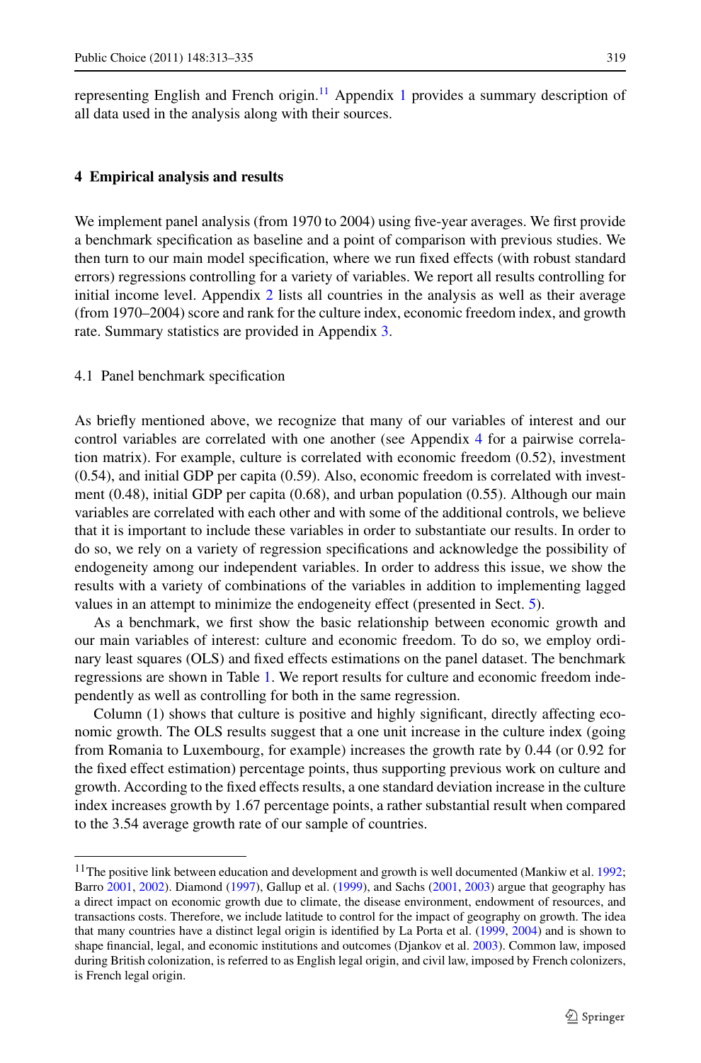representing English and French origin.[11] Appendix 1 provides a summary description of all data used in the analysis along with their sources.

## 4 Empirical analysis and results

We implement panel analysis (from 1970 to 2004) using five-year averages. We first provide a benchmark specification as baseline and a point of comparison with previous studies. We then turn to our main model specification, where we run fixed effects (with robust standard errors) regressions controlling for a variety of variables. We report all results controlling for initial income level. Appendix 2 lists all countries in the analysis as well as their average (from 1970–2004) score and rank for the culture index, economic freedom index, and growth rate. Summary statistics are provided in Appendix 3.

### 4.1 Panel benchmark specification

As briefly mentioned above, we recognize that many of our variables of interest and our control variables are correlated with one another (see Appendix 4 for a pairwise correlation matrix). For example, culture is correlated with economic freedom (0.52), investment (0.54), and initial GDP per capita (0.59). Also, economic freedom is correlated with investment (0.48), initial GDP per capita (0.68), and urban population (0.55). Although our main variables are correlated with each other and with some of the additional controls, we believe that it is important to include these variables in order to substantiate our results. In order to do so, we rely on a variety of regression specifications and acknowledge the possibility of endogeneity among our independent variables. In order to address this issue, we show the results with a variety of combinations of the variables in addition to implementing lagged values in an attempt to minimize the endogeneity effect (presented in Sect. 5).

As a benchmark, we first show the basic relationship between economic growth and our main variables of interest: culture and economic freedom. To do so, we employ ordinary least squares (OLS) and fixed effects estimations on the panel dataset. The benchmark regressions are shown in Table 1. We report results for culture and economic freedom independently as well as controlling for both in the same regression.

Column (1) shows that culture is positive and highly significant, directly affecting economic growth. The OLS results suggest that a one unit increase in the culture index (going from Romania to Luxembourg, for example) increases the growth rate by 0.44 (or 0.92 for the fixed effect estimation) percentage points, thus supporting previous work on culture and growth. According to the fixed effects results, a one standard deviation increase in the culture index increases growth by 1.67 percentage points, a rather substantial result when compared to the 3.54 average growth rate of our sample of countries.

---

[11] The positive link between education and development and growth is well documented (Mankiw et al. 1992; Barro 2001, 2002). Diamond (1997), Gallup et al. (1999), and Sachs (2001, 2003) argue that geography has a direct impact on economic growth due to climate, the disease environment, endowment of resources, and transactions costs. Therefore, we include latitude to control for the impact of geography on growth. The idea that many countries have a distinct legal origin is identified by La Porta et al. (1999, 2004) and is shown to shape financial, legal, and economic institutions and outcomes (Djankov et al. 2003). Common law, imposed during British colonization, is referred to as English legal origin, and civil law, imposed by French colonizers, is French legal origin.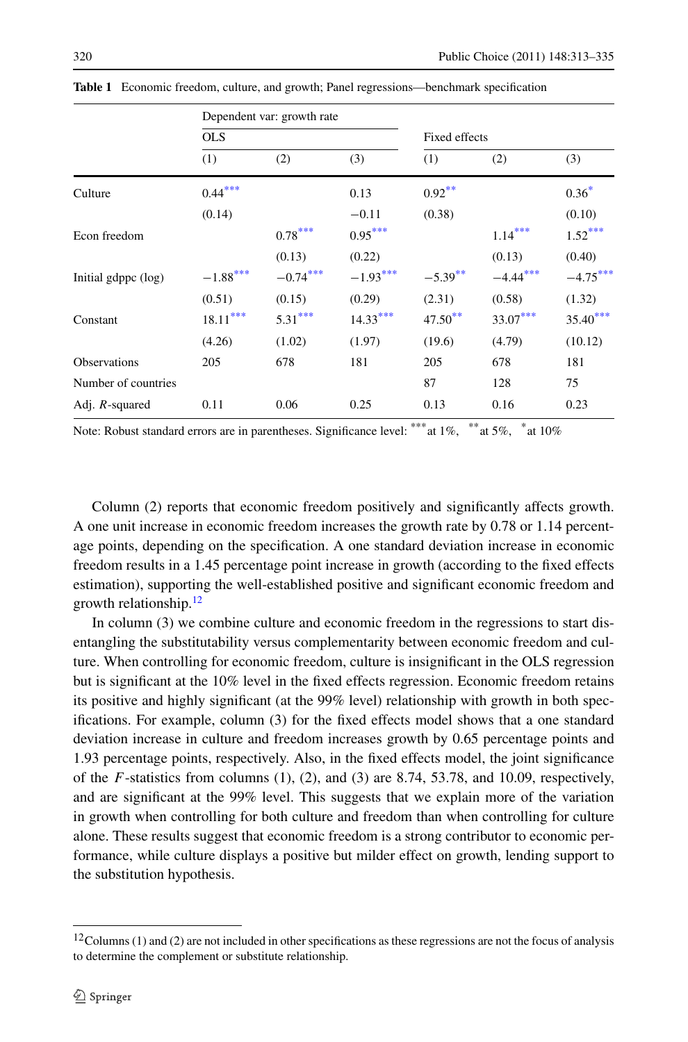**Table 1** Economic freedom, culture, and growth; Panel regressions—benchmark specification

| | Dependent var: growth rate | | | | | |
|---|---|---|---|---|---|---|
| | OLS | | | Fixed effects | | |
| | (1) | (2) | (3) | (1) | (2) | (3) |
| Culture | 0.44*** | | 0.13 | 0.92** | | 0.36* |
| | (0.14) | | −0.11 | (0.38) | | (0.10) |
| Econ freedom | | 0.78*** | 0.95*** | | 1.14*** | 1.52*** |
| | | (0.13) | (0.22) | | (0.13) | (0.40) |
| Initial gdppc (log) | −1.88*** | −0.74*** | −1.93*** | −5.39** | −4.44*** | −4.75*** |
| | (0.51) | (0.15) | (0.29) | (2.31) | (0.58) | (1.32) |
| Constant | 18.11*** | 5.31*** | 14.33*** | 47.50** | 33.07*** | 35.40*** |
| | (4.26) | (1.02) | (1.97) | (19.6) | (4.79) | (10.12) |
| Observations | 205 | 678 | 181 | 205 | 678 | 181 |
| Number of countries | | | | 87 | 128 | 75 |
| Adj. $R$-squared | 0.11 | 0.06 | 0.25 | 0.13 | 0.16 | 0.23 |

Note: Robust standard errors are in parentheses. Significance level: *** at 1%, ** at 5%, * at 10%

Column (2) reports that economic freedom positively and significantly affects growth. A one unit increase in economic freedom increases the growth rate by 0.78 or 1.14 percentage points, depending on the specification. A one standard deviation increase in economic freedom results in a 1.45 percentage point increase in growth (according to the fixed effects estimation), supporting the well-established positive and significant economic freedom and growth relationship.[12]

In column (3) we combine culture and economic freedom in the regressions to start disentangling the substitutability versus complementarity between economic freedom and culture. When controlling for economic freedom, culture is insignificant in the OLS regression but is significant at the 10% level in the fixed effects regression. Economic freedom retains its positive and highly significant (at the 99% level) relationship with growth in both specifications. For example, column (3) for the fixed effects model shows that a one standard deviation increase in culture and freedom increases growth by 0.65 percentage points and 1.93 percentage points, respectively. Also, in the fixed effects model, the joint significance of the $F$-statistics from columns (1), (2), and (3) are 8.74, 53.78, and 10.09, respectively, and are significant at the 99% level. This suggests that we explain more of the variation in growth when controlling for both culture and freedom than when controlling for culture alone. These results suggest that economic freedom is a strong contributor to economic performance, while culture displays a positive but milder effect on growth, lending support to the substitution hypothesis.

[12] Columns (1) and (2) are not included in other specifications as these regressions are not the focus of analysis to determine the complement or substitute relationship.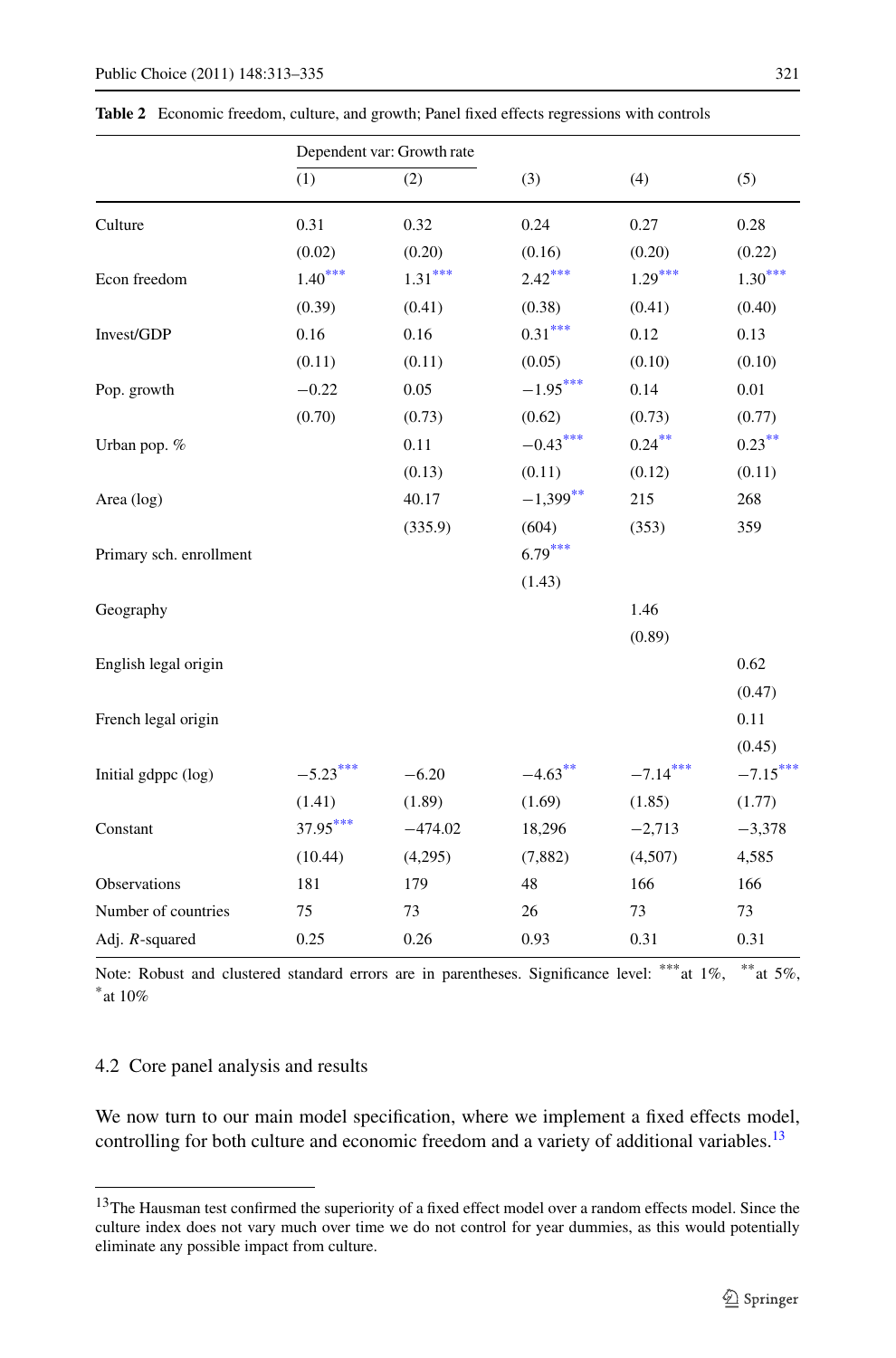**Table 2** Economic freedom, culture, and growth; Panel fixed effects regressions with controls

| | Dependent var: Growth rate | | | | |
|---|---|---|---|---|---|
| | (1) | (2) | (3) | (4) | (5) |
| Culture | 0.31 | 0.32 | 0.24 | 0.27 | 0.28 |
| | (0.02) | (0.20) | (0.16) | (0.20) | (0.22) |
| Econ freedom | 1.40*** | 1.31*** | 2.42*** | 1.29*** | 1.30*** |
| | (0.39) | (0.41) | (0.38) | (0.41) | (0.40) |
| Invest/GDP | 0.16 | 0.16 | 0.31*** | 0.12 | 0.13 |
| | (0.11) | (0.11) | (0.05) | (0.10) | (0.10) |
| Pop. growth | −0.22 | 0.05 | −1.95*** | 0.14 | 0.01 |
| | (0.70) | (0.73) | (0.62) | (0.73) | (0.77) |
| Urban pop. % | | 0.11 | −0.43*** | 0.24** | 0.23** |
| | | (0.13) | (0.11) | (0.12) | (0.11) |
| Area (log) | | 40.17 | −1,399** | 215 | 268 |
| | | (335.9) | (604) | (353) | 359 |
| Primary sch. enrollment | | | 6.79*** | | |
| | | | (1.43) | | |
| Geography | | | | 1.46 | |
| | | | | (0.89) | |
| English legal origin | | | | | 0.62 |
| | | | | | (0.47) |
| French legal origin | | | | | 0.11 |
| | | | | | (0.45) |
| Initial gdppc (log) | −5.23*** | −6.20 | −4.63** | −7.14*** | −7.15*** |
| | (1.41) | (1.89) | (1.69) | (1.85) | (1.77) |
| Constant | 37.95*** | −474.02 | 18,296 | −2,713 | −3,378 |
| | (10.44) | (4,295) | (7,882) | (4,507) | 4,585 |
| Observations | 181 | 179 | 48 | 166 | 166 |
| Number of countries | 75 | 73 | 26 | 73 | 73 |
| Adj. $R$-squared | 0.25 | 0.26 | 0.93 | 0.31 | 0.31 |

Note: Robust and clustered standard errors are in parentheses. Significance level: ***at 1%, **at 5%, *at 10%

### 4.2 Core panel analysis and results

We now turn to our main model specification, where we implement a fixed effects model, controlling for both culture and economic freedom and a variety of additional variables.[13]

[13] The Hausman test confirmed the superiority of a fixed effect model over a random effects model. Since the culture index does not vary much over time we do not control for year dummies, as this would potentially eliminate any possible impact from culture.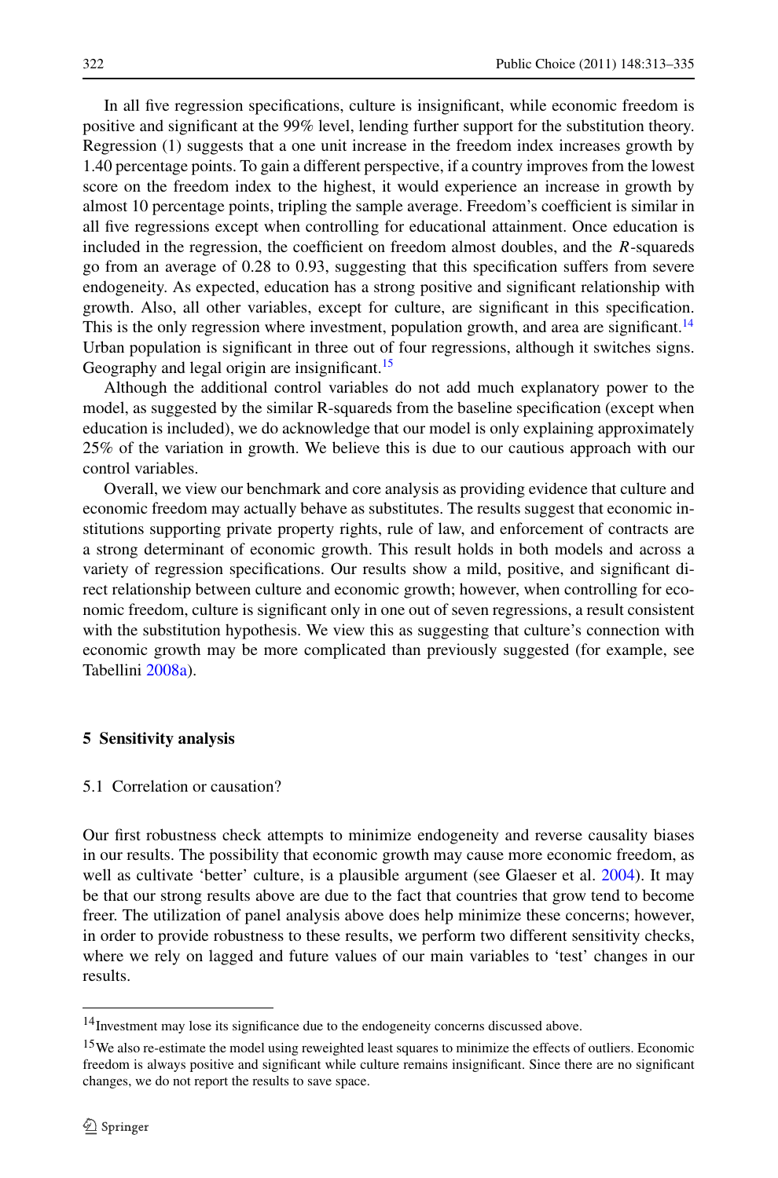In all five regression specifications, culture is insignificant, while economic freedom is positive and significant at the 99% level, lending further support for the substitution theory. Regression (1) suggests that a one unit increase in the freedom index increases growth by 1.40 percentage points. To gain a different perspective, if a country improves from the lowest score on the freedom index to the highest, it would experience an increase in growth by almost 10 percentage points, tripling the sample average. Freedom's coefficient is similar in all five regressions except when controlling for educational attainment. Once education is included in the regression, the coefficient on freedom almost doubles, and the $R$-squareds go from an average of 0.28 to 0.93, suggesting that this specification suffers from severe endogeneity. As expected, education has a strong positive and significant relationship with growth. Also, all other variables, except for culture, are significant in this specification. This is the only regression where investment, population growth, and area are significant.[14] Urban population is significant in three out of four regressions, although it switches signs. Geography and legal origin are insignificant.[15]

Although the additional control variables do not add much explanatory power to the model, as suggested by the similar R-squareds from the baseline specification (except when education is included), we do acknowledge that our model is only explaining approximately 25% of the variation in growth. We believe this is due to our cautious approach with our control variables.

Overall, we view our benchmark and core analysis as providing evidence that culture and economic freedom may actually behave as substitutes. The results suggest that economic institutions supporting private property rights, rule of law, and enforcement of contracts are a strong determinant of economic growth. This result holds in both models and across a variety of regression specifications. Our results show a mild, positive, and significant direct relationship between culture and economic growth; however, when controlling for economic freedom, culture is significant only in one out of seven regressions, a result consistent with the substitution hypothesis. We view this as suggesting that culture's connection with economic growth may be more complicated than previously suggested (for example, see Tabellini 2008a).

## 5 Sensitivity analysis

### 5.1 Correlation or causation?

Our first robustness check attempts to minimize endogeneity and reverse causality biases in our results. The possibility that economic growth may cause more economic freedom, as well as cultivate 'better' culture, is a plausible argument (see Glaeser et al. 2004). It may be that our strong results above are due to the fact that countries that grow tend to become freer. The utilization of panel analysis above does help minimize these concerns; however, in order to provide robustness to these results, we perform two different sensitivity checks, where we rely on lagged and future values of our main variables to 'test' changes in our results.

---

[14] Investment may lose its significance due to the endogeneity concerns discussed above.

[15] We also re-estimate the model using reweighted least squares to minimize the effects of outliers. Economic freedom is always positive and significant while culture remains insignificant. Since there are no significant changes, we do not report the results to save space.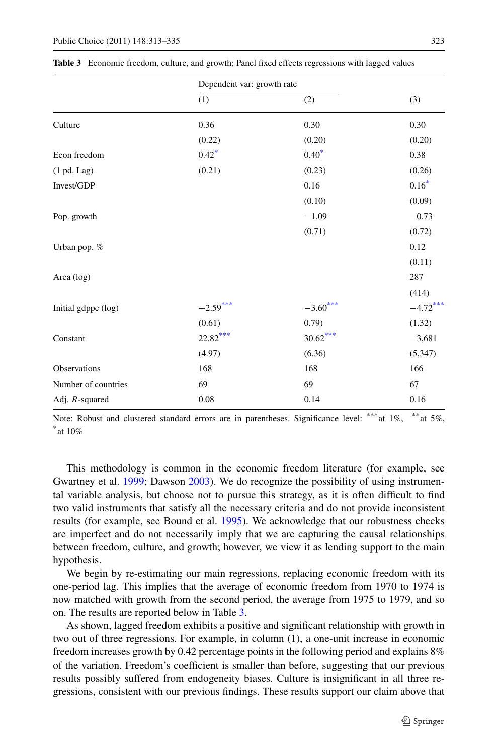**Table 3** Economic freedom, culture, and growth; Panel fixed effects regressions with lagged values

| | Dependent var: growth rate | | |
|---|---|---|---|
| | (1) | (2) | (3) |
| Culture | 0.36 | 0.30 | 0.30 |
| | (0.22) | (0.20) | (0.20) |
| Econ freedom | 0.42* | 0.40* | 0.38 |
| (1 pd. Lag) | (0.21) | (0.23) | (0.26) |
| Invest/GDP | | 0.16 | 0.16* |
| | | (0.10) | (0.09) |
| Pop. growth | | −1.09 | −0.73 |
| | | (0.71) | (0.72) |
| Urban pop. % | | | 0.12 |
| | | | (0.11) |
| Area (log) | | | 287 |
| | | | (414) |
| Initial gdppc (log) | −2.59*** | −3.60*** | −4.72*** |
| | (0.61) | 0.79) | (1.32) |
| Constant | 22.82*** | 30.62*** | −3,681 |
| | (4.97) | (6.36) | (5,347) |
| Observations | 168 | 168 | 166 |
| Number of countries | 69 | 69 | 67 |
| Adj. $R$-squared | 0.08 | 0.14 | 0.16 |

Note: Robust and clustered standard errors are in parentheses. Significance level: ***at 1%, **at 5%, *at 10%

This methodology is common in the economic freedom literature (for example, see Gwartney et al. 1999; Dawson 2003). We do recognize the possibility of using instrumental variable analysis, but choose not to pursue this strategy, as it is often difficult to find two valid instruments that satisfy all the necessary criteria and do not provide inconsistent results (for example, see Bound et al. 1995). We acknowledge that our robustness checks are imperfect and do not necessarily imply that we are capturing the causal relationships between freedom, culture, and growth; however, we view it as lending support to the main hypothesis.

We begin by re-estimating our main regressions, replacing economic freedom with its one-period lag. This implies that the average of economic freedom from 1970 to 1974 is now matched with growth from the second period, the average from 1975 to 1979, and so on. The results are reported below in Table 3.

As shown, lagged freedom exhibits a positive and significant relationship with growth in two out of three regressions. For example, in column (1), a one-unit increase in economic freedom increases growth by 0.42 percentage points in the following period and explains 8% of the variation. Freedom's coefficient is smaller than before, suggesting that our previous results possibly suffered from endogeneity biases. Culture is insignificant in all three regressions, consistent with our previous findings. These results support our claim above that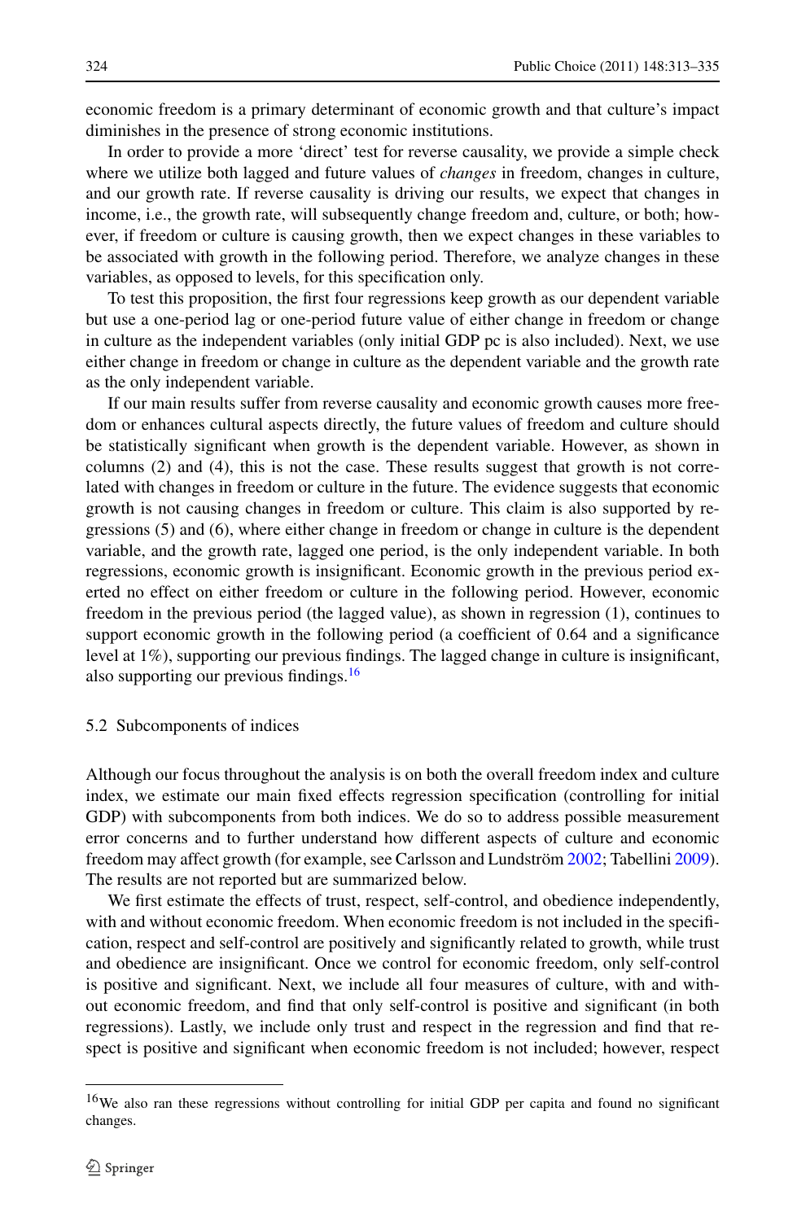economic freedom is a primary determinant of economic growth and that culture's impact diminishes in the presence of strong economic institutions.

In order to provide a more 'direct' test for reverse causality, we provide a simple check where we utilize both lagged and future values of *changes* in freedom, changes in culture, and our growth rate. If reverse causality is driving our results, we expect that changes in income, i.e., the growth rate, will subsequently change freedom and, culture, or both; however, if freedom or culture is causing growth, then we expect changes in these variables to be associated with growth in the following period. Therefore, we analyze changes in these variables, as opposed to levels, for this specification only.

To test this proposition, the first four regressions keep growth as our dependent variable but use a one-period lag or one-period future value of either change in freedom or change in culture as the independent variables (only initial GDP pc is also included). Next, we use either change in freedom or change in culture as the dependent variable and the growth rate as the only independent variable.

If our main results suffer from reverse causality and economic growth causes more freedom or enhances cultural aspects directly, the future values of freedom and culture should be statistically significant when growth is the dependent variable. However, as shown in columns (2) and (4), this is not the case. These results suggest that growth is not correlated with changes in freedom or culture in the future. The evidence suggests that economic growth is not causing changes in freedom or culture. This claim is also supported by regressions (5) and (6), where either change in freedom or change in culture is the dependent variable, and the growth rate, lagged one period, is the only independent variable. In both regressions, economic growth is insignificant. Economic growth in the previous period exerted no effect on either freedom or culture in the following period. However, economic freedom in the previous period (the lagged value), as shown in regression (1), continues to support economic growth in the following period (a coefficient of 0.64 and a significance level at 1%), supporting our previous findings. The lagged change in culture is insignificant, also supporting our previous findings.[16]

### 5.2 Subcomponents of indices

Although our focus throughout the analysis is on both the overall freedom index and culture index, we estimate our main fixed effects regression specification (controlling for initial GDP) with subcomponents from both indices. We do so to address possible measurement error concerns and to further understand how different aspects of culture and economic freedom may affect growth (for example, see Carlsson and Lundström 2002; Tabellini 2009). The results are not reported but are summarized below.

We first estimate the effects of trust, respect, self-control, and obedience independently, with and without economic freedom. When economic freedom is not included in the specification, respect and self-control are positively and significantly related to growth, while trust and obedience are insignificant. Once we control for economic freedom, only self-control is positive and significant. Next, we include all four measures of culture, with and without economic freedom, and find that only self-control is positive and significant (in both regressions). Lastly, we include only trust and respect in the regression and find that respect is positive and significant when economic freedom is not included; however, respect

[16] We also ran these regressions without controlling for initial GDP per capita and found no significant changes.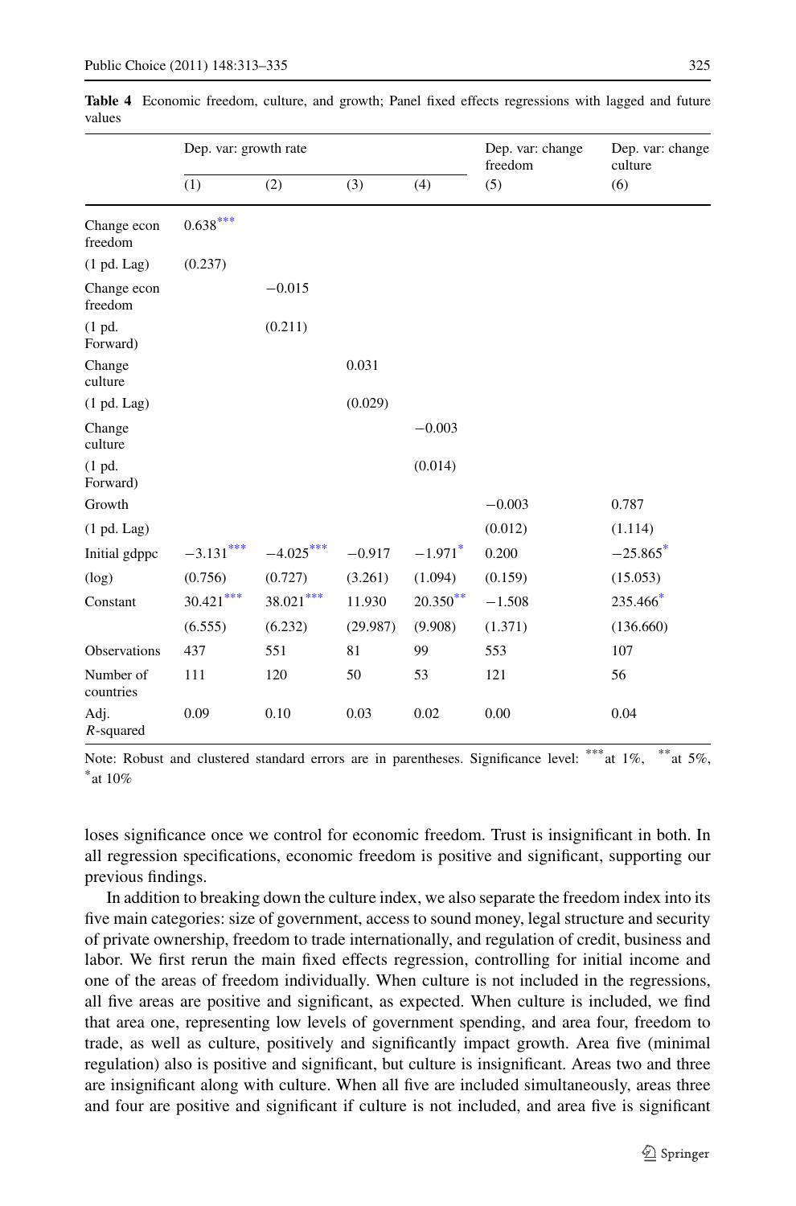**Table 4** Economic freedom, culture, and growth; Panel fixed effects regressions with lagged and future values

| | Dep. var: growth rate | | | | Dep. var: change freedom | Dep. var: change culture |
|---|---|---|---|---|---|---|
| | (1) | (2) | (3) | (4) | (5) | (6) |
| Change econ freedom | 0.638*** | | | | | |
| (1 pd. Lag) | (0.237) | | | | | |
| Change econ freedom | | −0.015 | | | | |
| (1 pd. Forward) | | (0.211) | | | | |
| Change culture | | | 0.031 | | | |
| (1 pd. Lag) | | | (0.029) | | | |
| Change culture | | | | −0.003 | | |
| (1 pd. Forward) | | | | (0.014) | | |
| Growth | | | | | −0.003 | 0.787 |
| (1 pd. Lag) | | | | | (0.012) | (1.114) |
| Initial gdppc | −3.131*** | −4.025*** | −0.917 | −1.971* | 0.200 | −25.865* |
| (log) | (0.756) | (0.727) | (3.261) | (1.094) | (0.159) | (15.053) |
| Constant | 30.421*** | 38.021*** | 11.930 | 20.350** | −1.508 | 235.466* |
| | (6.555) | (6.232) | (29.987) | (9.908) | (1.371) | (136.660) |
| Observations | 437 | 551 | 81 | 99 | 553 | 107 |
| Number of countries | 111 | 120 | 50 | 53 | 121 | 56 |
| Adj. $R$-squared | 0.09 | 0.10 | 0.03 | 0.02 | 0.00 | 0.04 |

Note: Robust and clustered standard errors are in parentheses. Significance level: ***at 1%, **at 5%, *at 10%

loses significance once we control for economic freedom. Trust is insignificant in both. In all regression specifications, economic freedom is positive and significant, supporting our previous findings.

In addition to breaking down the culture index, we also separate the freedom index into its five main categories: size of government, access to sound money, legal structure and security of private ownership, freedom to trade internationally, and regulation of credit, business and labor. We first rerun the main fixed effects regression, controlling for initial income and one of the areas of freedom individually. When culture is not included in the regressions, all five areas are positive and significant, as expected. When culture is included, we find that area one, representing low levels of government spending, and area four, freedom to trade, as well as culture, positively and significantly impact growth. Area five (minimal regulation) also is positive and significant, but culture is insignificant. Areas two and three are insignificant along with culture. When all five are included simultaneously, areas three and four are positive and significant if culture is not included, and area five is significant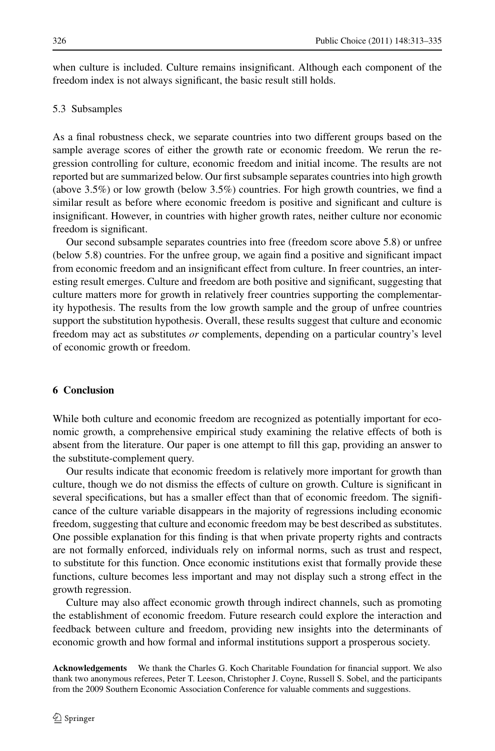when culture is included. Culture remains insignificant. Although each component of the freedom index is not always significant, the basic result still holds.

### 5.3 Subsamples

As a final robustness check, we separate countries into two different groups based on the sample average scores of either the growth rate or economic freedom. We rerun the regression controlling for culture, economic freedom and initial income. The results are not reported but are summarized below. Our first subsample separates countries into high growth (above 3.5%) or low growth (below 3.5%) countries. For high growth countries, we find a similar result as before where economic freedom is positive and significant and culture is insignificant. However, in countries with higher growth rates, neither culture nor economic freedom is significant.

Our second subsample separates countries into free (freedom score above 5.8) or unfree (below 5.8) countries. For the unfree group, we again find a positive and significant impact from economic freedom and an insignificant effect from culture. In freer countries, an interesting result emerges. Culture and freedom are both positive and significant, suggesting that culture matters more for growth in relatively freer countries supporting the complementarity hypothesis. The results from the low growth sample and the group of unfree countries support the substitution hypothesis. Overall, these results suggest that culture and economic freedom may act as substitutes *or* complements, depending on a particular country's level of economic growth or freedom.

## 6 Conclusion

While both culture and economic freedom are recognized as potentially important for economic growth, a comprehensive empirical study examining the relative effects of both is absent from the literature. Our paper is one attempt to fill this gap, providing an answer to the substitute-complement query.

Our results indicate that economic freedom is relatively more important for growth than culture, though we do not dismiss the effects of culture on growth. Culture is significant in several specifications, but has a smaller effect than that of economic freedom. The significance of the culture variable disappears in the majority of regressions including economic freedom, suggesting that culture and economic freedom may be best described as substitutes. One possible explanation for this finding is that when private property rights and contracts are not formally enforced, individuals rely on informal norms, such as trust and respect, to substitute for this function. Once economic institutions exist that formally provide these functions, culture becomes less important and may not display such a strong effect in the growth regression.

Culture may also affect economic growth through indirect channels, such as promoting the establishment of economic freedom. Future research could explore the interaction and feedback between culture and freedom, providing new insights into the determinants of economic growth and how formal and informal institutions support a prosperous society.

**Acknowledgements** We thank the Charles G. Koch Charitable Foundation for financial support. We also thank two anonymous referees, Peter T. Leeson, Christopher J. Coyne, Russell S. Sobel, and the participants from the 2009 Southern Economic Association Conference for valuable comments and suggestions.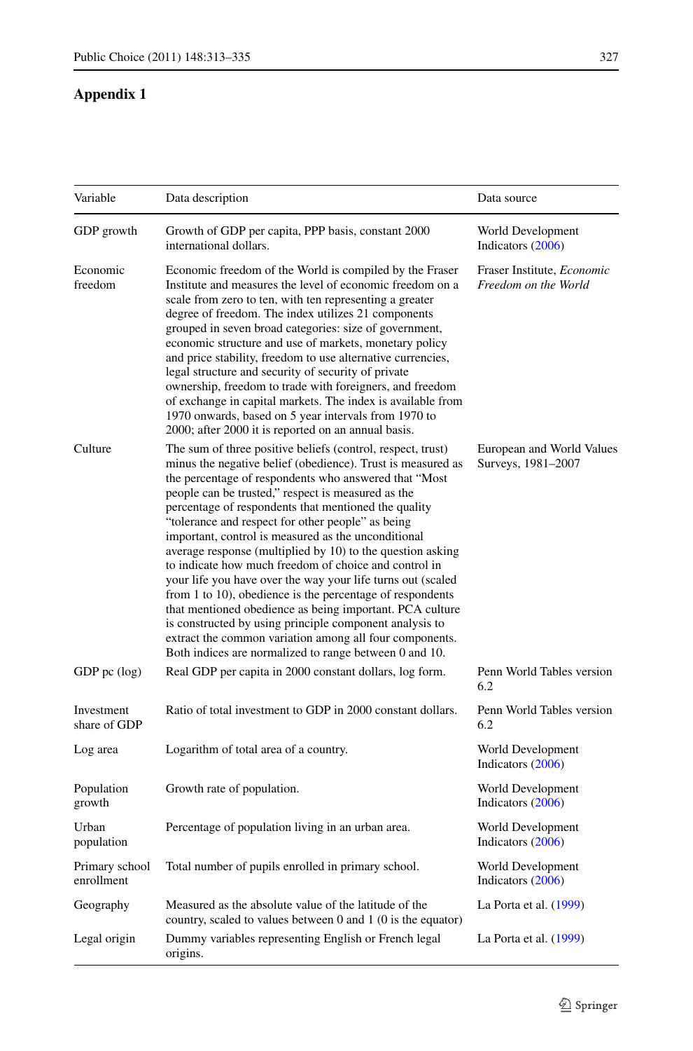## Appendix 1

| Variable | Data description | Data source |
|---|---|---|
| GDP growth | Growth of GDP per capita, PPP basis, constant 2000 international dollars. | World Development Indicators (2006) |
| Economic freedom | Economic freedom of the World is compiled by the Fraser Institute and measures the level of economic freedom on a scale from zero to ten, with ten representing a greater degree of freedom. The index utilizes 21 components grouped in seven broad categories: size of government, economic structure and use of markets, monetary policy and price stability, freedom to use alternative currencies, legal structure and security of security of private ownership, freedom to trade with foreigners, and freedom of exchange in capital markets. The index is available from 1970 onwards, based on 5 year intervals from 1970 to 2000; after 2000 it is reported on an annual basis. | Fraser Institute, *Economic Freedom on the World* |
| Culture | The sum of three positive beliefs (control, respect, trust) minus the negative belief (obedience). Trust is measured as the percentage of respondents who answered that "Most people can be trusted," respect is measured as the percentage of respondents that mentioned the quality "tolerance and respect for other people" as being important, control is measured as the unconditional average response (multiplied by 10) to the question asking to indicate how much freedom of choice and control in your life you have over the way your life turns out (scaled from 1 to 10), obedience is the percentage of respondents that mentioned obedience as being important. PCA culture is constructed by using principle component analysis to extract the common variation among all four components. Both indices are normalized to range between 0 and 10. | European and World Values Surveys, 1981–2007 |
| GDP pc (log) | Real GDP per capita in 2000 constant dollars, log form. | Penn World Tables version 6.2 |
| Investment share of GDP | Ratio of total investment to GDP in 2000 constant dollars. | Penn World Tables version 6.2 |
| Log area | Logarithm of total area of a country. | World Development Indicators (2006) |
| Population growth | Growth rate of population. | World Development Indicators (2006) |
| Urban population | Percentage of population living in an urban area. | World Development Indicators (2006) |
| Primary school enrollment | Total number of pupils enrolled in primary school. | World Development Indicators (2006) |
| Geography | Measured as the absolute value of the latitude of the country, scaled to values between 0 and 1 (0 is the equator) | La Porta et al. (1999) |
| Legal origin | Dummy variables representing English or French legal origins. | La Porta et al. (1999) |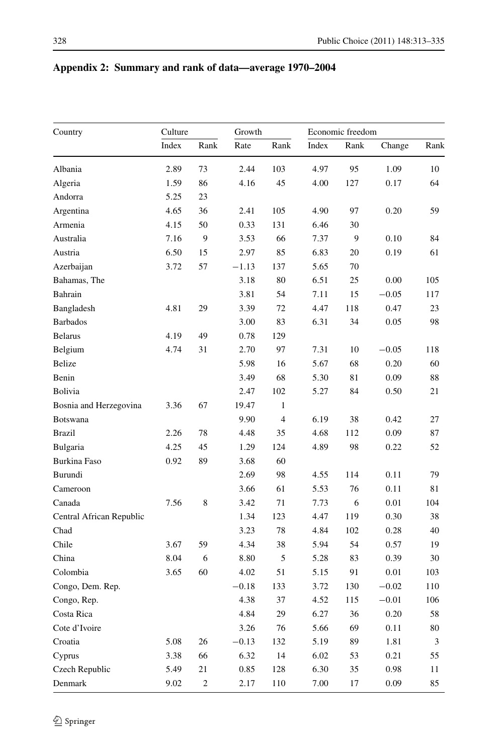## Appendix 2: Summary and rank of data—average 1970–2004

| Country | Culture | | Growth | | Economic freedom | | | |
|---|---|---|---|---|---|---|---|---|
| | Index | Rank | Rate | Rank | Index | Rank | Change | Rank |
| Albania | 2.89 | 73 | 2.44 | 103 | 4.97 | 95 | 1.09 | 10 |
| Algeria | 1.59 | 86 | 4.16 | 45 | 4.00 | 127 | 0.17 | 64 |
| Andorra | 5.25 | 23 | | | | | | |
| Argentina | 4.65 | 36 | 2.41 | 105 | 4.90 | 97 | 0.20 | 59 |
| Armenia | 4.15 | 50 | 0.33 | 131 | 6.46 | 30 | | |
| Australia | 7.16 | 9 | 3.53 | 66 | 7.37 | 9 | 0.10 | 84 |
| Austria | 6.50 | 15 | 2.97 | 85 | 6.83 | 20 | 0.19 | 61 |
| Azerbaijan | 3.72 | 57 | −1.13 | 137 | 5.65 | 70 | | |
| Bahamas, The | | | 3.18 | 80 | 6.51 | 25 | 0.00 | 105 |
| Bahrain | | | 3.81 | 54 | 7.11 | 15 | −0.05 | 117 |
| Bangladesh | 4.81 | 29 | 3.39 | 72 | 4.47 | 118 | 0.47 | 23 |
| Barbados | | | 3.00 | 83 | 6.31 | 34 | 0.05 | 98 |
| Belarus | 4.19 | 49 | 0.78 | 129 | | | | |
| Belgium | 4.74 | 31 | 2.70 | 97 | 7.31 | 10 | −0.05 | 118 |
| Belize | | | 5.98 | 16 | 5.67 | 68 | 0.20 | 60 |
| Benin | | | 3.49 | 68 | 5.30 | 81 | 0.09 | 88 |
| Bolivia | | | 2.47 | 102 | 5.27 | 84 | 0.50 | 21 |
| Bosnia and Herzegovina | 3.36 | 67 | 19.47 | 1 | | | | |
| Botswana | | | 9.90 | 4 | 6.19 | 38 | 0.42 | 27 |
| Brazil | 2.26 | 78 | 4.48 | 35 | 4.68 | 112 | 0.09 | 87 |
| Bulgaria | 4.25 | 45 | 1.29 | 124 | 4.89 | 98 | 0.22 | 52 |
| Burkina Faso | 0.92 | 89 | 3.68 | 60 | | | | |
| Burundi | | | 2.69 | 98 | 4.55 | 114 | 0.11 | 79 |
| Cameroon | | | 3.66 | 61 | 5.53 | 76 | 0.11 | 81 |
| Canada | 7.56 | 8 | 3.42 | 71 | 7.73 | 6 | 0.01 | 104 |
| Central African Republic | | | 1.34 | 123 | 4.47 | 119 | 0.30 | 38 |
| Chad | | | 3.23 | 78 | 4.84 | 102 | 0.28 | 40 |
| Chile | 3.67 | 59 | 4.34 | 38 | 5.94 | 54 | 0.57 | 19 |
| China | 8.04 | 6 | 8.80 | 5 | 5.28 | 83 | 0.39 | 30 |
| Colombia | 3.65 | 60 | 4.02 | 51 | 5.15 | 91 | 0.01 | 103 |
| Congo, Dem. Rep. | | | −0.18 | 133 | 3.72 | 130 | −0.02 | 110 |
| Congo, Rep. | | | 4.38 | 37 | 4.52 | 115 | −0.01 | 106 |
| Costa Rica | | | 4.84 | 29 | 6.27 | 36 | 0.20 | 58 |
| Cote d'Ivoire | | | 3.26 | 76 | 5.66 | 69 | 0.11 | 80 |
| Croatia | 5.08 | 26 | −0.13 | 132 | 5.19 | 89 | 1.81 | 3 |
| Cyprus | 3.38 | 66 | 6.32 | 14 | 6.02 | 53 | 0.21 | 55 |
| Czech Republic | 5.49 | 21 | 0.85 | 128 | 6.30 | 35 | 0.98 | 11 |
| Denmark | 9.02 | 2 | 2.17 | 110 | 7.00 | 17 | 0.09 | 85 |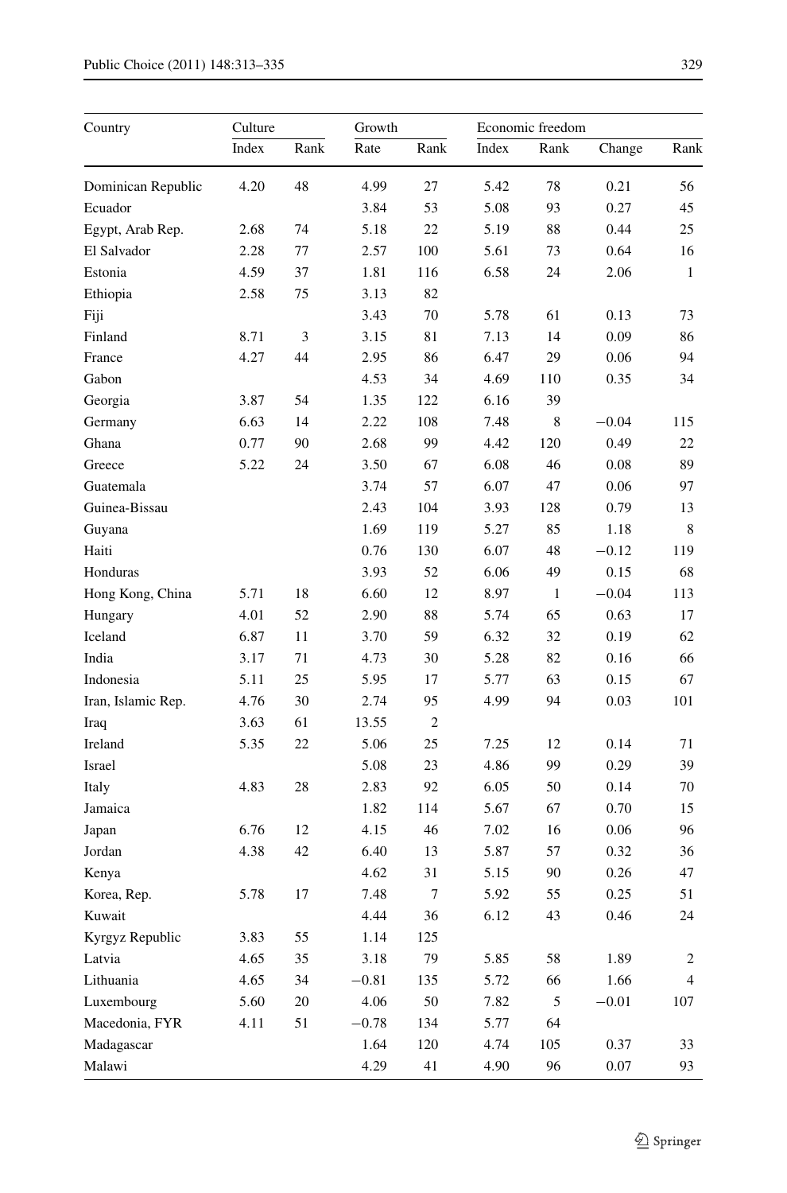| Country | Culture | | Growth | | Economic freedom | | | |
|---|---|---|---|---|---|---|---|---|
| | Index | Rank | Rate | Rank | Index | Rank | Change | Rank |
| Dominican Republic | 4.20 | 48 | 4.99 | 27 | 5.42 | 78 | 0.21 | 56 |
| Ecuador | | | 3.84 | 53 | 5.08 | 93 | 0.27 | 45 |
| Egypt, Arab Rep. | 2.68 | 74 | 5.18 | 22 | 5.19 | 88 | 0.44 | 25 |
| El Salvador | 2.28 | 77 | 2.57 | 100 | 5.61 | 73 | 0.64 | 16 |
| Estonia | 4.59 | 37 | 1.81 | 116 | 6.58 | 24 | 2.06 | 1 |
| Ethiopia | 2.58 | 75 | 3.13 | 82 | | | | |
| Fiji | | | 3.43 | 70 | 5.78 | 61 | 0.13 | 73 |
| Finland | 8.71 | 3 | 3.15 | 81 | 7.13 | 14 | 0.09 | 86 |
| France | 4.27 | 44 | 2.95 | 86 | 6.47 | 29 | 0.06 | 94 |
| Gabon | | | 4.53 | 34 | 4.69 | 110 | 0.35 | 34 |
| Georgia | 3.87 | 54 | 1.35 | 122 | 6.16 | 39 | | |
| Germany | 6.63 | 14 | 2.22 | 108 | 7.48 | 8 | −0.04 | 115 |
| Ghana | 0.77 | 90 | 2.68 | 99 | 4.42 | 120 | 0.49 | 22 |
| Greece | 5.22 | 24 | 3.50 | 67 | 6.08 | 46 | 0.08 | 89 |
| Guatemala | | | 3.74 | 57 | 6.07 | 47 | 0.06 | 97 |
| Guinea-Bissau | | | 2.43 | 104 | 3.93 | 128 | 0.79 | 13 |
| Guyana | | | 1.69 | 119 | 5.27 | 85 | 1.18 | 8 |
| Haiti | | | 0.76 | 130 | 6.07 | 48 | −0.12 | 119 |
| Honduras | | | 3.93 | 52 | 6.06 | 49 | 0.15 | 68 |
| Hong Kong, China | 5.71 | 18 | 6.60 | 12 | 8.97 | 1 | −0.04 | 113 |
| Hungary | 4.01 | 52 | 2.90 | 88 | 5.74 | 65 | 0.63 | 17 |
| Iceland | 6.87 | 11 | 3.70 | 59 | 6.32 | 32 | 0.19 | 62 |
| India | 3.17 | 71 | 4.73 | 30 | 5.28 | 82 | 0.16 | 66 |
| Indonesia | 5.11 | 25 | 5.95 | 17 | 5.77 | 63 | 0.15 | 67 |
| Iran, Islamic Rep. | 4.76 | 30 | 2.74 | 95 | 4.99 | 94 | 0.03 | 101 |
| Iraq | 3.63 | 61 | 13.55 | 2 | | | | |
| Ireland | 5.35 | 22 | 5.06 | 25 | 7.25 | 12 | 0.14 | 71 |
| Israel | | | 5.08 | 23 | 4.86 | 99 | 0.29 | 39 |
| Italy | 4.83 | 28 | 2.83 | 92 | 6.05 | 50 | 0.14 | 70 |
| Jamaica | | | 1.82 | 114 | 5.67 | 67 | 0.70 | 15 |
| Japan | 6.76 | 12 | 4.15 | 46 | 7.02 | 16 | 0.06 | 96 |
| Jordan | 4.38 | 42 | 6.40 | 13 | 5.87 | 57 | 0.32 | 36 |
| Kenya | | | 4.62 | 31 | 5.15 | 90 | 0.26 | 47 |
| Korea, Rep. | 5.78 | 17 | 7.48 | 7 | 5.92 | 55 | 0.25 | 51 |
| Kuwait | | | 4.44 | 36 | 6.12 | 43 | 0.46 | 24 |
| Kyrgyz Republic | 3.83 | 55 | 1.14 | 125 | | | | |
| Latvia | 4.65 | 35 | 3.18 | 79 | 5.85 | 58 | 1.89 | 2 |
| Lithuania | 4.65 | 34 | −0.81 | 135 | 5.72 | 66 | 1.66 | 4 |
| Luxembourg | 5.60 | 20 | 4.06 | 50 | 7.82 | 5 | −0.01 | 107 |
| Macedonia, FYR | 4.11 | 51 | −0.78 | 134 | 5.77 | 64 | | |
| Madagascar | | | 1.64 | 120 | 4.74 | 105 | 0.37 | 33 |
| Malawi | | | 4.29 | 41 | 4.90 | 96 | 0.07 | 93 |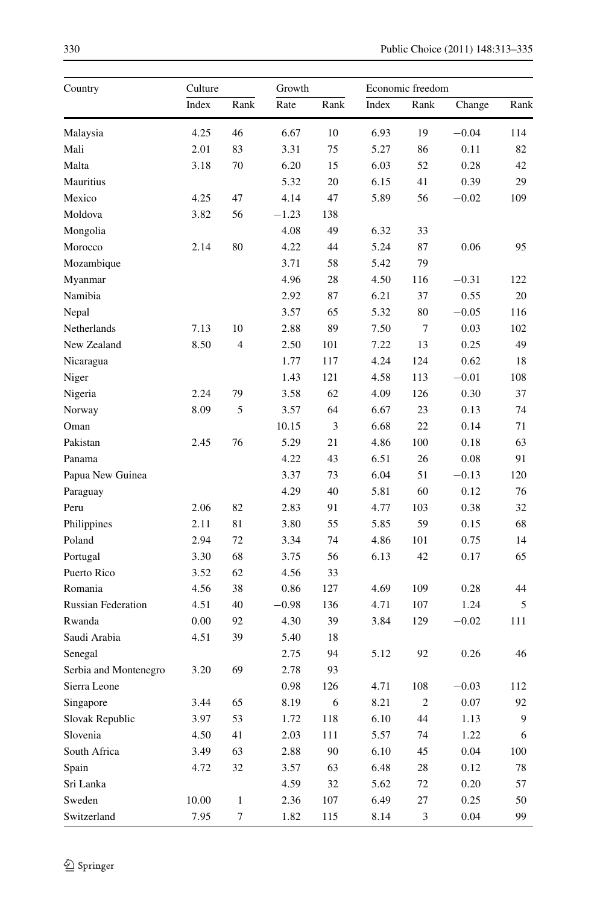| Country | Culture | | Growth | | Economic freedom | | | |
|---|---|---|---|---|---|---|---|---|
| | Index | Rank | Rate | Rank | Index | Rank | Change | Rank |
| Malaysia | 4.25 | 46 | 6.67 | 10 | 6.93 | 19 | −0.04 | 114 |
| Mali | 2.01 | 83 | 3.31 | 75 | 5.27 | 86 | 0.11 | 82 |
| Malta | 3.18 | 70 | 6.20 | 15 | 6.03 | 52 | 0.28 | 42 |
| Mauritius | | | 5.32 | 20 | 6.15 | 41 | 0.39 | 29 |
| Mexico | 4.25 | 47 | 4.14 | 47 | 5.89 | 56 | −0.02 | 109 |
| Moldova | 3.82 | 56 | −1.23 | 138 | | | | |
| Mongolia | | | 4.08 | 49 | 6.32 | 33 | | |
| Morocco | 2.14 | 80 | 4.22 | 44 | 5.24 | 87 | 0.06 | 95 |
| Mozambique | | | 3.71 | 58 | 5.42 | 79 | | |
| Myanmar | | | 4.96 | 28 | 4.50 | 116 | −0.31 | 122 |
| Namibia | | | 2.92 | 87 | 6.21 | 37 | 0.55 | 20 |
| Nepal | | | 3.57 | 65 | 5.32 | 80 | −0.05 | 116 |
| Netherlands | 7.13 | 10 | 2.88 | 89 | 7.50 | 7 | 0.03 | 102 |
| New Zealand | 8.50 | 4 | 2.50 | 101 | 7.22 | 13 | 0.25 | 49 |
| Nicaragua | | | 1.77 | 117 | 4.24 | 124 | 0.62 | 18 |
| Niger | | | 1.43 | 121 | 4.58 | 113 | −0.01 | 108 |
| Nigeria | 2.24 | 79 | 3.58 | 62 | 4.09 | 126 | 0.30 | 37 |
| Norway | 8.09 | 5 | 3.57 | 64 | 6.67 | 23 | 0.13 | 74 |
| Oman | | | 10.15 | 3 | 6.68 | 22 | 0.14 | 71 |
| Pakistan | 2.45 | 76 | 5.29 | 21 | 4.86 | 100 | 0.18 | 63 |
| Panama | | | 4.22 | 43 | 6.51 | 26 | 0.08 | 91 |
| Papua New Guinea | | | 3.37 | 73 | 6.04 | 51 | −0.13 | 120 |
| Paraguay | | | 4.29 | 40 | 5.81 | 60 | 0.12 | 76 |
| Peru | 2.06 | 82 | 2.83 | 91 | 4.77 | 103 | 0.38 | 32 |
| Philippines | 2.11 | 81 | 3.80 | 55 | 5.85 | 59 | 0.15 | 68 |
| Poland | 2.94 | 72 | 3.34 | 74 | 4.86 | 101 | 0.75 | 14 |
| Portugal | 3.30 | 68 | 3.75 | 56 | 6.13 | 42 | 0.17 | 65 |
| Puerto Rico | 3.52 | 62 | 4.56 | 33 | | | | |
| Romania | 4.56 | 38 | 0.86 | 127 | 4.69 | 109 | 0.28 | 44 |
| Russian Federation | 4.51 | 40 | −0.98 | 136 | 4.71 | 107 | 1.24 | 5 |
| Rwanda | 0.00 | 92 | 4.30 | 39 | 3.84 | 129 | −0.02 | 111 |
| Saudi Arabia | 4.51 | 39 | 5.40 | 18 | | | | |
| Senegal | | | 2.75 | 94 | 5.12 | 92 | 0.26 | 46 |
| Serbia and Montenegro | 3.20 | 69 | 2.78 | 93 | | | | |
| Sierra Leone | | | 0.98 | 126 | 4.71 | 108 | −0.03 | 112 |
| Singapore | 3.44 | 65 | 8.19 | 6 | 8.21 | 2 | 0.07 | 92 |
| Slovak Republic | 3.97 | 53 | 1.72 | 118 | 6.10 | 44 | 1.13 | 9 |
| Slovenia | 4.50 | 41 | 2.03 | 111 | 5.57 | 74 | 1.22 | 6 |
| South Africa | 3.49 | 63 | 2.88 | 90 | 6.10 | 45 | 0.04 | 100 |
| Spain | 4.72 | 32 | 3.57 | 63 | 6.48 | 28 | 0.12 | 78 |
| Sri Lanka | | | 4.59 | 32 | 5.62 | 72 | 0.20 | 57 |
| Sweden | 10.00 | 1 | 2.36 | 107 | 6.49 | 27 | 0.25 | 50 |
| Switzerland | 7.95 | 7 | 1.82 | 115 | 8.14 | 3 | 0.04 | 99 |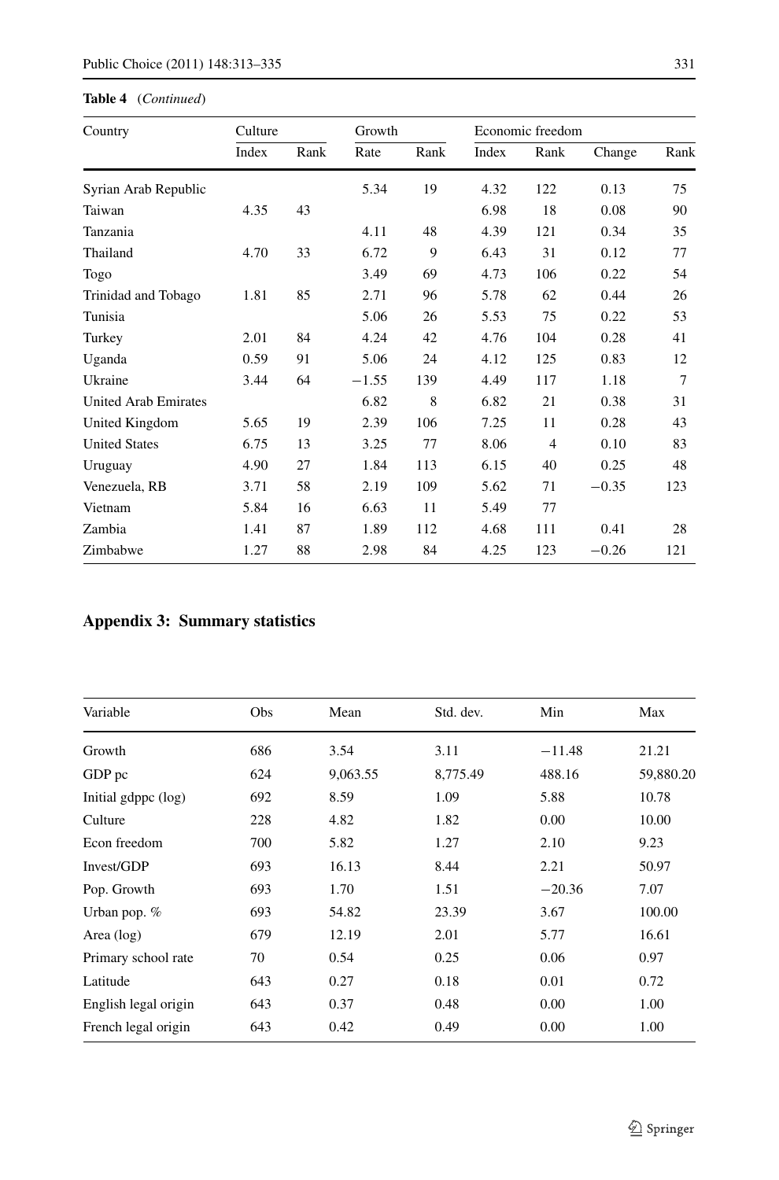**Table 4** (*Continued*)

| Country | Culture | | Growth | | Economic freedom | | | |
|---|---|---|---|---|---|---|---|---|
| | Index | Rank | Rate | Rank | Index | Rank | Change | Rank |
| Syrian Arab Republic | | | 5.34 | 19 | 4.32 | 122 | 0.13 | 75 |
| Taiwan | 4.35 | 43 | | | 6.98 | 18 | 0.08 | 90 |
| Tanzania | | | 4.11 | 48 | 4.39 | 121 | 0.34 | 35 |
| Thailand | 4.70 | 33 | 6.72 | 9 | 6.43 | 31 | 0.12 | 77 |
| Togo | | | 3.49 | 69 | 4.73 | 106 | 0.22 | 54 |
| Trinidad and Tobago | 1.81 | 85 | 2.71 | 96 | 5.78 | 62 | 0.44 | 26 |
| Tunisia | | | 5.06 | 26 | 5.53 | 75 | 0.22 | 53 |
| Turkey | 2.01 | 84 | 4.24 | 42 | 4.76 | 104 | 0.28 | 41 |
| Uganda | 0.59 | 91 | 5.06 | 24 | 4.12 | 125 | 0.83 | 12 |
| Ukraine | 3.44 | 64 | −1.55 | 139 | 4.49 | 117 | 1.18 | 7 |
| United Arab Emirates | | | 6.82 | 8 | 6.82 | 21 | 0.38 | 31 |
| United Kingdom | 5.65 | 19 | 2.39 | 106 | 7.25 | 11 | 0.28 | 43 |
| United States | 6.75 | 13 | 3.25 | 77 | 8.06 | 4 | 0.10 | 83 |
| Uruguay | 4.90 | 27 | 1.84 | 113 | 6.15 | 40 | 0.25 | 48 |
| Venezuela, RB | 3.71 | 58 | 2.19 | 109 | 5.62 | 71 | −0.35 | 123 |
| Vietnam | 5.84 | 16 | 6.63 | 11 | 5.49 | 77 | | |
| Zambia | 1.41 | 87 | 1.89 | 112 | 4.68 | 111 | 0.41 | 28 |
| Zimbabwe | 1.27 | 88 | 2.98 | 84 | 4.25 | 123 | −0.26 | 121 |

## Appendix 3: Summary statistics

| Variable | Obs | Mean | Std. dev. | Min | Max |
|---|---|---|---|---|---|
| Growth | 686 | 3.54 | 3.11 | −11.48 | 21.21 |
| GDP pc | 624 | 9,063.55 | 8,775.49 | 488.16 | 59,880.20 |
| Initial gdppc (log) | 692 | 8.59 | 1.09 | 5.88 | 10.78 |
| Culture | 228 | 4.82 | 1.82 | 0.00 | 10.00 |
| Econ freedom | 700 | 5.82 | 1.27 | 2.10 | 9.23 |
| Invest/GDP | 693 | 16.13 | 8.44 | 2.21 | 50.97 |
| Pop. Growth | 693 | 1.70 | 1.51 | −20.36 | 7.07 |
| Urban pop. % | 693 | 54.82 | 23.39 | 3.67 | 100.00 |
| Area (log) | 679 | 12.19 | 2.01 | 5.77 | 16.61 |
| Primary school rate | 70 | 0.54 | 0.25 | 0.06 | 0.97 |
| Latitude | 643 | 0.27 | 0.18 | 0.01 | 0.72 |
| English legal origin | 643 | 0.37 | 0.48 | 0.00 | 1.00 |
| French legal origin | 643 | 0.42 | 0.49 | 0.00 | 1.00 |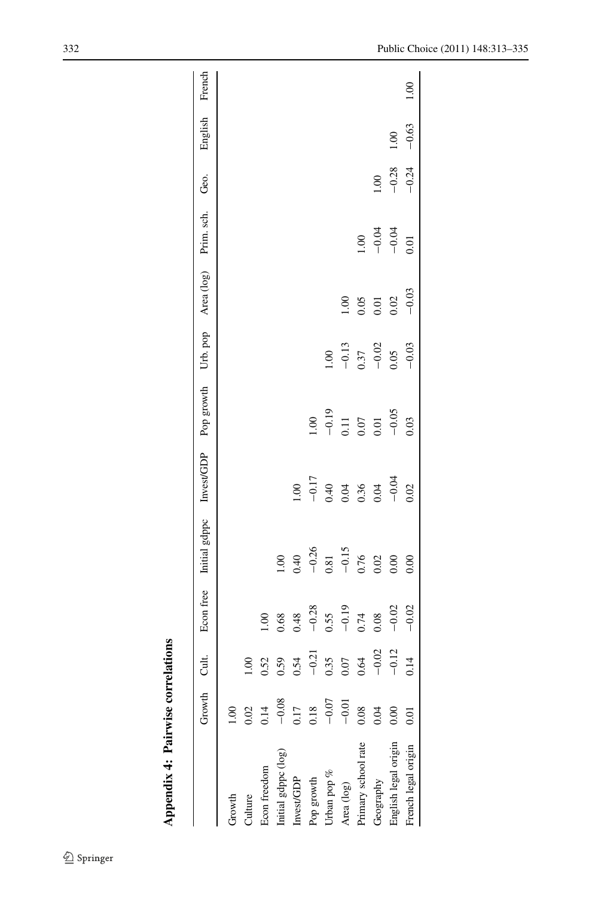**Appendix 4: Pairwise correlations**

| | Growth | Cult. | Econ free | Initial gdppc | Invest/GDP | Pop growth | Urb. pop | Area (log) | Prim. sch. | Geo. | English | French |
|---|---|---|---|---|---|---|---|---|---|---|---|---|
| Growth | 1.00 | | | | | | | | | | | |
| Culture | 0.02 | 1.00 | | | | | | | | | | |
| Econ freedom | 0.14 | 0.52 | 1.00 | | | | | | | | | |
| Initial gdppc (log) | −0.08 | 0.59 | 0.68 | 1.00 | | | | | | | | |
| Invest/GDP | 0.17 | 0.54 | 0.48 | 0.40 | 1.00 | | | | | | | |
| Pop growth | 0.18 | −0.21 | −0.28 | −0.26 | −0.17 | 1.00 | | | | | | |
| Urban pop % | −0.07 | 0.35 | 0.55 | 0.81 | 0.40 | −0.19 | 1.00 | | | | | |
| Area (log) | −0.01 | 0.07 | −0.19 | −0.15 | 0.04 | 0.11 | −0.13 | 1.00 | | | | |
| Primary school rate | 0.08 | 0.64 | 0.74 | 0.76 | 0.36 | 0.07 | 0.37 | 0.05 | 1.00 | | | |
| Geography | 0.04 | −0.02 | 0.08 | 0.02 | 0.04 | 0.01 | −0.02 | 0.01 | −0.04 | 1.00 | | |
| English legal origin | 0.00 | −0.12 | −0.02 | 0.00 | −0.04 | −0.05 | 0.05 | 0.02 | −0.04 | −0.28 | 1.00 | |
| French legal origin | 0.01 | 0.14 | −0.02 | 0.00 | 0.02 | 0.03 | −0.03 | −0.03 | 0.01 | −0.24 | −0.63 | 1.00 |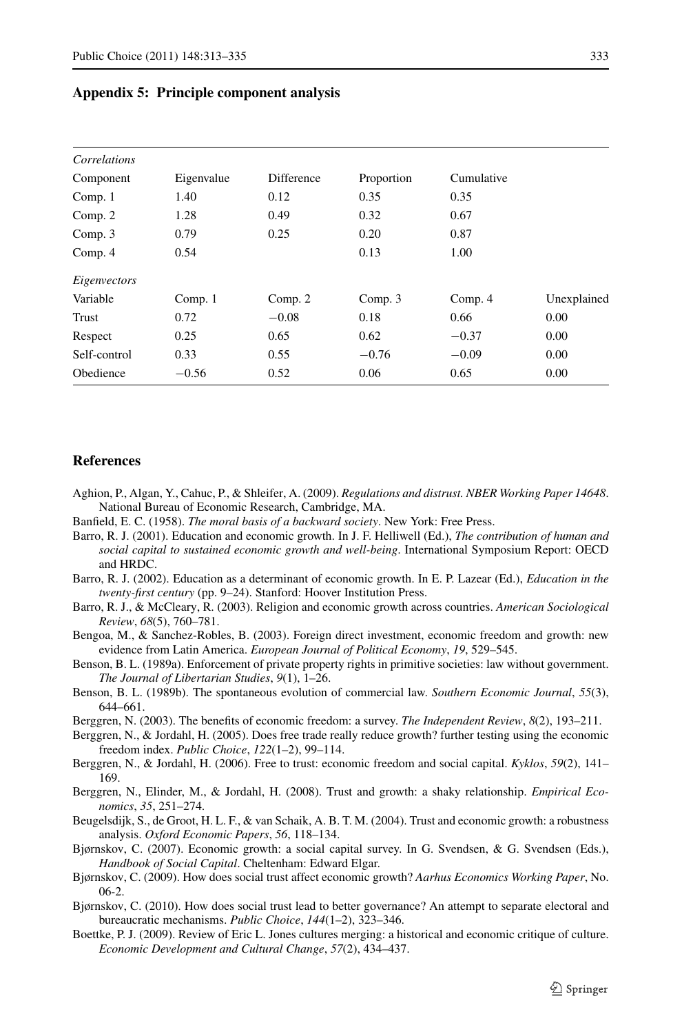## Appendix 5: Principle component analysis

| *Correlations* | | | | | |
|---|---|---|---|---|---|
| Component | Eigenvalue | Difference | Proportion | Cumulative | |
| Comp. 1 | 1.40 | 0.12 | 0.35 | 0.35 | |
| Comp. 2 | 1.28 | 0.49 | 0.32 | 0.67 | |
| Comp. 3 | 0.79 | 0.25 | 0.20 | 0.87 | |
| Comp. 4 | 0.54 | | 0.13 | 1.00 | |
| *Eigenvectors* | | | | | |
| Variable | Comp. 1 | Comp. 2 | Comp. 3 | Comp. 4 | Unexplained |
| Trust | 0.72 | −0.08 | 0.18 | 0.66 | 0.00 |
| Respect | 0.25 | 0.65 | 0.62 | −0.37 | 0.00 |
| Self-control | 0.33 | 0.55 | −0.76 | −0.09 | 0.00 |
| Obedience | −0.56 | 0.52 | 0.06 | 0.65 | 0.00 |

## References

Aghion, P., Algan, Y., Cahuc, P., & Shleifer, A. (2009). *Regulations and distrust. NBER Working Paper 14648*. National Bureau of Economic Research, Cambridge, MA.

Banfield, E. C. (1958). *The moral basis of a backward society*. New York: Free Press.

Barro, R. J. (2001). Education and economic growth. In J. F. Helliwell (Ed.), *The contribution of human and social capital to sustained economic growth and well-being*. International Symposium Report: OECD and HRDC.

Barro, R. J. (2002). Education as a determinant of economic growth. In E. P. Lazear (Ed.), *Education in the twenty-first century* (pp. 9–24). Stanford: Hoover Institution Press.

Barro, R. J., & McCleary, R. (2003). Religion and economic growth across countries. *American Sociological Review*, *68*(5), 760–781.

Bengoa, M., & Sanchez-Robles, B. (2003). Foreign direct investment, economic freedom and growth: new evidence from Latin America. *European Journal of Political Economy*, *19*, 529–545.

Benson, B. L. (1989a). Enforcement of private property rights in primitive societies: law without government. *The Journal of Libertarian Studies*, *9*(1), 1–26.

Benson, B. L. (1989b). The spontaneous evolution of commercial law. *Southern Economic Journal*, *55*(3), 644–661.

Berggren, N. (2003). The benefits of economic freedom: a survey. *The Independent Review*, *8*(2), 193–211.

Berggren, N., & Jordahl, H. (2005). Does free trade really reduce growth? further testing using the economic freedom index. *Public Choice*, *122*(1–2), 99–114.

Berggren, N., & Jordahl, H. (2006). Free to trust: economic freedom and social capital. *Kyklos*, *59*(2), 141–169.

Berggren, N., Elinder, M., & Jordahl, H. (2008). Trust and growth: a shaky relationship. *Empirical Economics*, *35*, 251–274.

Beugelsdijk, S., de Groot, H. L. F., & van Schaik, A. B. T. M. (2004). Trust and economic growth: a robustness analysis. *Oxford Economic Papers*, *56*, 118–134.

Bjørnskov, C. (2007). Economic growth: a social capital survey. In G. Svendsen, & G. Svendsen (Eds.), *Handbook of Social Capital*. Cheltenham: Edward Elgar.

Bjørnskov, C. (2009). How does social trust affect economic growth? *Aarhus Economics Working Paper*, No. 06-2.

Bjørnskov, C. (2010). How does social trust lead to better governance? An attempt to separate electoral and bureaucratic mechanisms. *Public Choice*, *144*(1–2), 323–346.

Boettke, P. J. (2009). Review of Eric L. Jones cultures merging: a historical and economic critique of culture. *Economic Development and Cultural Change*, *57*(2), 434–437.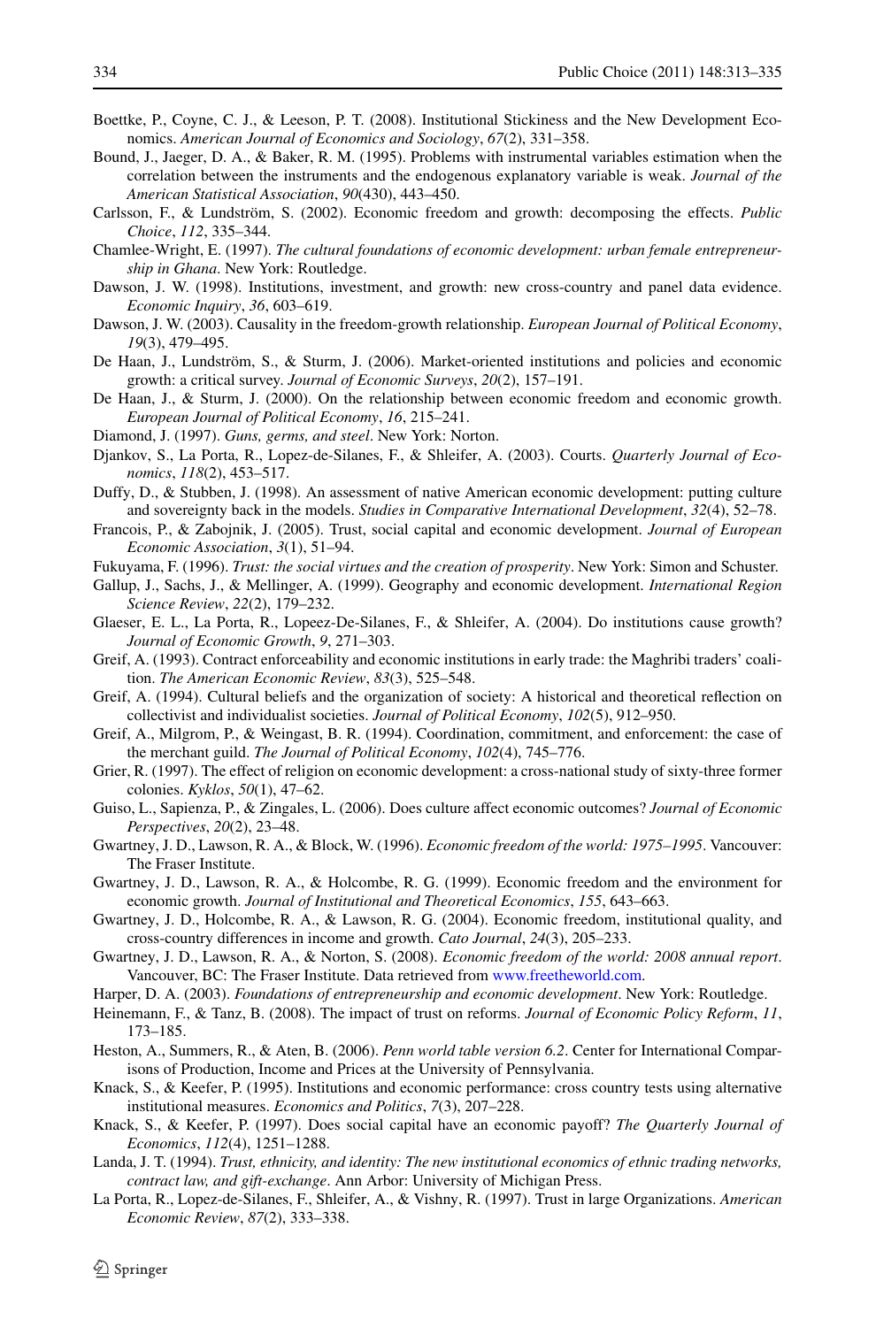Boettke, P., Coyne, C. J., & Leeson, P. T. (2008). Institutional Stickiness and the New Development Economics. *American Journal of Economics and Sociology*, *67*(2), 331–358.

Bound, J., Jaeger, D. A., & Baker, R. M. (1995). Problems with instrumental variables estimation when the correlation between the instruments and the endogenous explanatory variable is weak. *Journal of the American Statistical Association*, *90*(430), 443–450.

Carlsson, F., & Lundström, S. (2002). Economic freedom and growth: decomposing the effects. *Public Choice*, *112*, 335–344.

Chamlee-Wright, E. (1997). *The cultural foundations of economic development: urban female entrepreneurship in Ghana*. New York: Routledge.

Dawson, J. W. (1998). Institutions, investment, and growth: new cross-country and panel data evidence. *Economic Inquiry*, *36*, 603–619.

Dawson, J. W. (2003). Causality in the freedom-growth relationship. *European Journal of Political Economy*, *19*(3), 479–495.

De Haan, J., Lundström, S., & Sturm, J. (2006). Market-oriented institutions and policies and economic growth: a critical survey. *Journal of Economic Surveys*, *20*(2), 157–191.

De Haan, J., & Sturm, J. (2000). On the relationship between economic freedom and economic growth. *European Journal of Political Economy*, *16*, 215–241.

Diamond, J. (1997). *Guns, germs, and steel*. New York: Norton.

Djankov, S., La Porta, R., Lopez-de-Silanes, F., & Shleifer, A. (2003). Courts. *Quarterly Journal of Economics*, *118*(2), 453–517.

Duffy, D., & Stubben, J. (1998). An assessment of native American economic development: putting culture and sovereignty back in the models. *Studies in Comparative International Development*, *32*(4), 52–78.

Francois, P., & Zabojnik, J. (2005). Trust, social capital and economic development. *Journal of European Economic Association*, *3*(1), 51–94.

Fukuyama, F. (1996). *Trust: the social virtues and the creation of prosperity*. New York: Simon and Schuster.

Gallup, J., Sachs, J., & Mellinger, A. (1999). Geography and economic development. *International Region Science Review*, *22*(2), 179–232.

Glaeser, E. L., La Porta, R., Lopez-De-Silanes, F., & Shleifer, A. (2004). Do institutions cause growth? *Journal of Economic Growth*, *9*, 271–303.

Greif, A. (1993). Contract enforceability and economic institutions in early trade: the Maghribi traders' coalition. *The American Economic Review*, *83*(3), 525–548.

Greif, A. (1994). Cultural beliefs and the organization of society: A historical and theoretical reflection on collectivist and individualist societies. *Journal of Political Economy*, *102*(5), 912–950.

Greif, A., Milgrom, P., & Weingast, B. R. (1994). Coordination, commitment, and enforcement: the case of the merchant guild. *The Journal of Political Economy*, *102*(4), 745–776.

Grier, R. (1997). The effect of religion on economic development: a cross-national study of sixty-three former colonies. *Kyklos*, *50*(1), 47–62.

Guiso, L., Sapienza, P., & Zingales, L. (2006). Does culture affect economic outcomes? *Journal of Economic Perspectives*, *20*(2), 23–48.

Gwartney, J. D., Lawson, R. A., & Block, W. (1996). *Economic freedom of the world: 1975–1995*. Vancouver: The Fraser Institute.

Gwartney, J. D., Lawson, R. A., & Holcombe, R. G. (1999). Economic freedom and the environment for economic growth. *Journal of Institutional and Theoretical Economics*, *155*, 643–663.

Gwartney, J. D., Holcombe, R. A., & Lawson, R. G. (2004). Economic freedom, institutional quality, and cross-country differences in income and growth. *Cato Journal*, *24*(3), 205–233.

Gwartney, J. D., Lawson, R. A., & Norton, S. (2008). *Economic freedom of the world: 2008 annual report*. Vancouver, BC: The Fraser Institute. Data retrieved from www.freetheworld.com.

Harper, D. A. (2003). *Foundations of entrepreneurship and economic development*. New York: Routledge.

Heinemann, F., & Tanz, B. (2008). The impact of trust on reforms. *Journal of Economic Policy Reform*, *11*, 173–185.

Heston, A., Summers, R., & Aten, B. (2006). *Penn world table version 6.2*. Center for International Comparisons of Production, Income and Prices at the University of Pennsylvania.

Knack, S., & Keefer, P. (1995). Institutions and economic performance: cross country tests using alternative institutional measures. *Economics and Politics*, *7*(3), 207–228.

Knack, S., & Keefer, P. (1997). Does social capital have an economic payoff? *The Quarterly Journal of Economics*, *112*(4), 1251–1288.

Landa, J. T. (1994). *Trust, ethnicity, and identity: The new institutional economics of ethnic trading networks, contract law, and gift-exchange*. Ann Arbor: University of Michigan Press.

La Porta, R., Lopez-de-Silanes, F., Shleifer, A., & Vishny, R. (1997). Trust in large Organizations. *American Economic Review*, *87*(2), 333–338.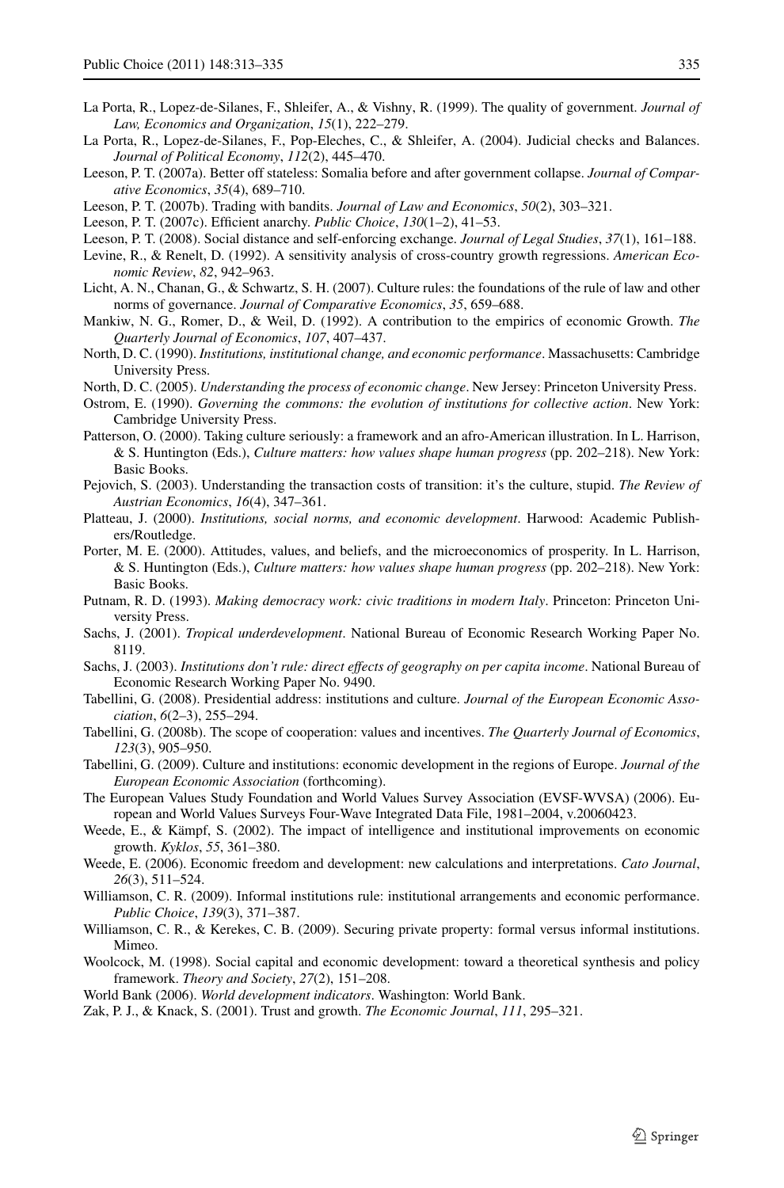La Porta, R., Lopez-de-Silanes, F., Shleifer, A., & Vishny, R. (1999). The quality of government. *Journal of Law, Economics and Organization*, *15*(1), 222–279.

La Porta, R., Lopez-de-Silanes, F., Pop-Eleches, C., & Shleifer, A. (2004). Judicial checks and Balances. *Journal of Political Economy*, *112*(2), 445–470.

Leeson, P. T. (2007a). Better off stateless: Somalia before and after government collapse. *Journal of Comparative Economics*, *35*(4), 689–710.

Leeson, P. T. (2007b). Trading with bandits. *Journal of Law and Economics*, *50*(2), 303–321.

Leeson, P. T. (2007c). Efficient anarchy. *Public Choice*, *130*(1–2), 41–53.

Leeson, P. T. (2008). Social distance and self-enforcing exchange. *Journal of Legal Studies*, *37*(1), 161–188.

Levine, R., & Renelt, D. (1992). A sensitivity analysis of cross-country growth regressions. *American Economic Review*, *82*, 942–963.

Licht, A. N., Chanan, G., & Schwartz, S. H. (2007). Culture rules: the foundations of the rule of law and other norms of governance. *Journal of Comparative Economics*, *35*, 659–688.

Mankiw, N. G., Romer, D., & Weil, D. (1992). A contribution to the empirics of economic Growth. *The Quarterly Journal of Economics*, *107*, 407–437.

North, D. C. (1990). *Institutions, institutional change, and economic performance*. Massachusetts: Cambridge University Press.

North, D. C. (2005). *Understanding the process of economic change*. New Jersey: Princeton University Press.

Ostrom, E. (1990). *Governing the commons: the evolution of institutions for collective action*. New York: Cambridge University Press.

Patterson, O. (2000). Taking culture seriously: a framework and an afro-American illustration. In L. Harrison, & S. Huntington (Eds.), *Culture matters: how values shape human progress* (pp. 202–218). New York: Basic Books.

Pejovich, S. (2003). Understanding the transaction costs of transition: it's the culture, stupid. *The Review of Austrian Economics*, *16*(4), 347–361.

Platteau, J. (2000). *Institutions, social norms, and economic development*. Harwood: Academic Publishers/Routledge.

Porter, M. E. (2000). Attitudes, values, and beliefs, and the microeconomics of prosperity. In L. Harrison, & S. Huntington (Eds.), *Culture matters: how values shape human progress* (pp. 202–218). New York: Basic Books.

Putnam, R. D. (1993). *Making democracy work: civic traditions in modern Italy*. Princeton: Princeton University Press.

Sachs, J. (2001). *Tropical underdevelopment*. National Bureau of Economic Research Working Paper No. 8119.

Sachs, J. (2003). *Institutions don't rule: direct effects of geography on per capita income*. National Bureau of Economic Research Working Paper No. 9490.

Tabellini, G. (2008). Presidential address: institutions and culture. *Journal of the European Economic Association*, *6*(2–3), 255–294.

Tabellini, G. (2008b). The scope of cooperation: values and incentives. *The Quarterly Journal of Economics*, *123*(3), 905–950.

Tabellini, G. (2009). Culture and institutions: economic development in the regions of Europe. *Journal of the European Economic Association* (forthcoming).

The European Values Study Foundation and World Values Survey Association (EVSF-WVSA) (2006). European and World Values Surveys Four-Wave Integrated Data File, 1981–2004, v.20060423.

Weede, E., & Kämpf, S. (2002). The impact of intelligence and institutional improvements on economic growth. *Kyklos*, *55*, 361–380.

Weede, E. (2006). Economic freedom and development: new calculations and interpretations. *Cato Journal*, *26*(3), 511–524.

Williamson, C. R. (2009). Informal institutions rule: institutional arrangements and economic performance. *Public Choice*, *139*(3), 371–387.

Williamson, C. R., & Kerekes, C. B. (2009). Securing private property: formal versus informal institutions. Mimeo.

Woolcock, M. (1998). Social capital and economic development: toward a theoretical synthesis and policy framework. *Theory and Society*, *27*(2), 151–208.

World Bank (2006). *World development indicators*. Washington: World Bank.

Zak, P. J., & Knack, S. (2001). Trust and growth. *The Economic Journal*, *111*, 295–321.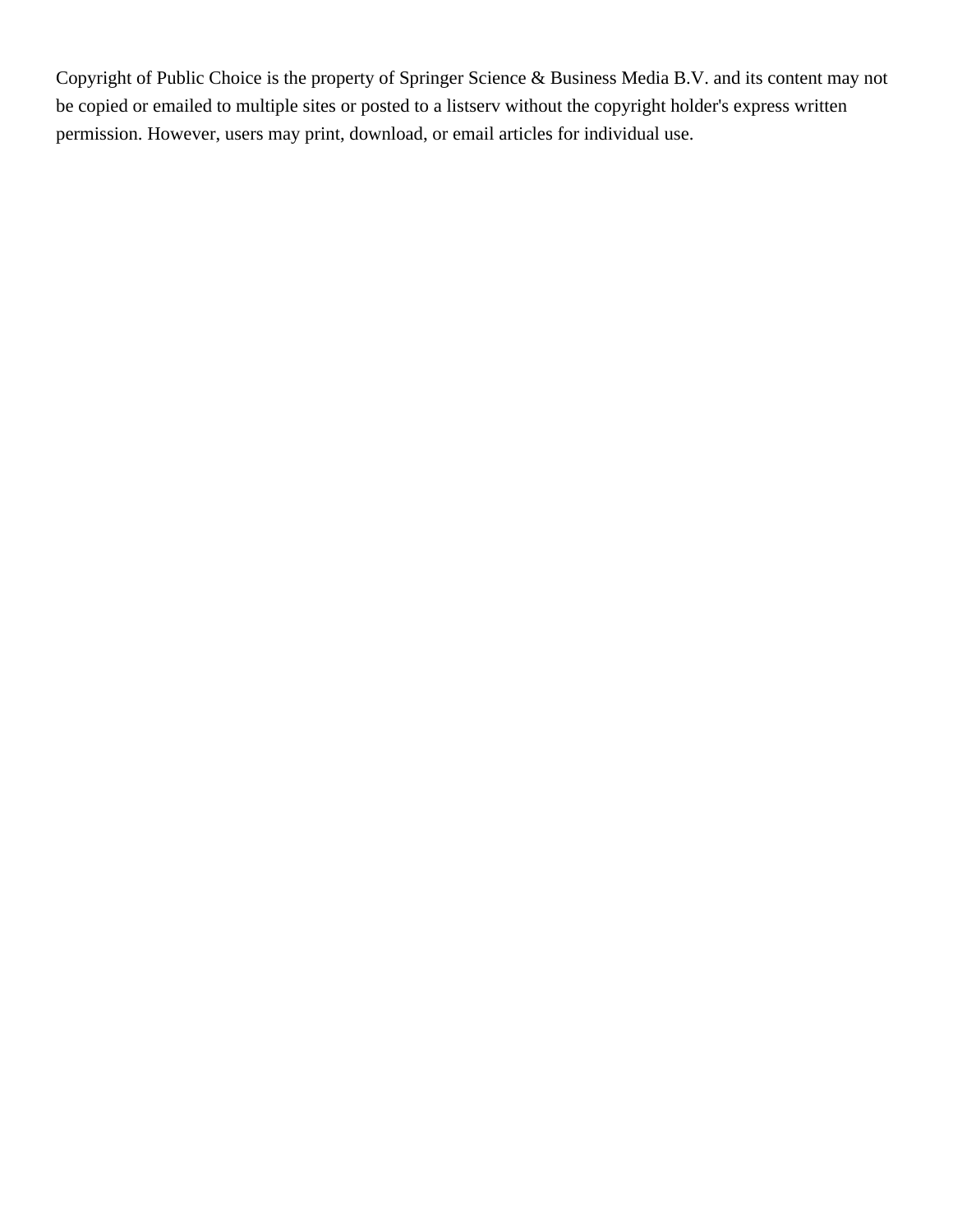Copyright of Public Choice is the property of Springer Science & Business Media B.V. and its content may not be copied or emailed to multiple sites or posted to a listserv without the copyright holder's express written permission. However, users may print, download, or email articles for individual use.